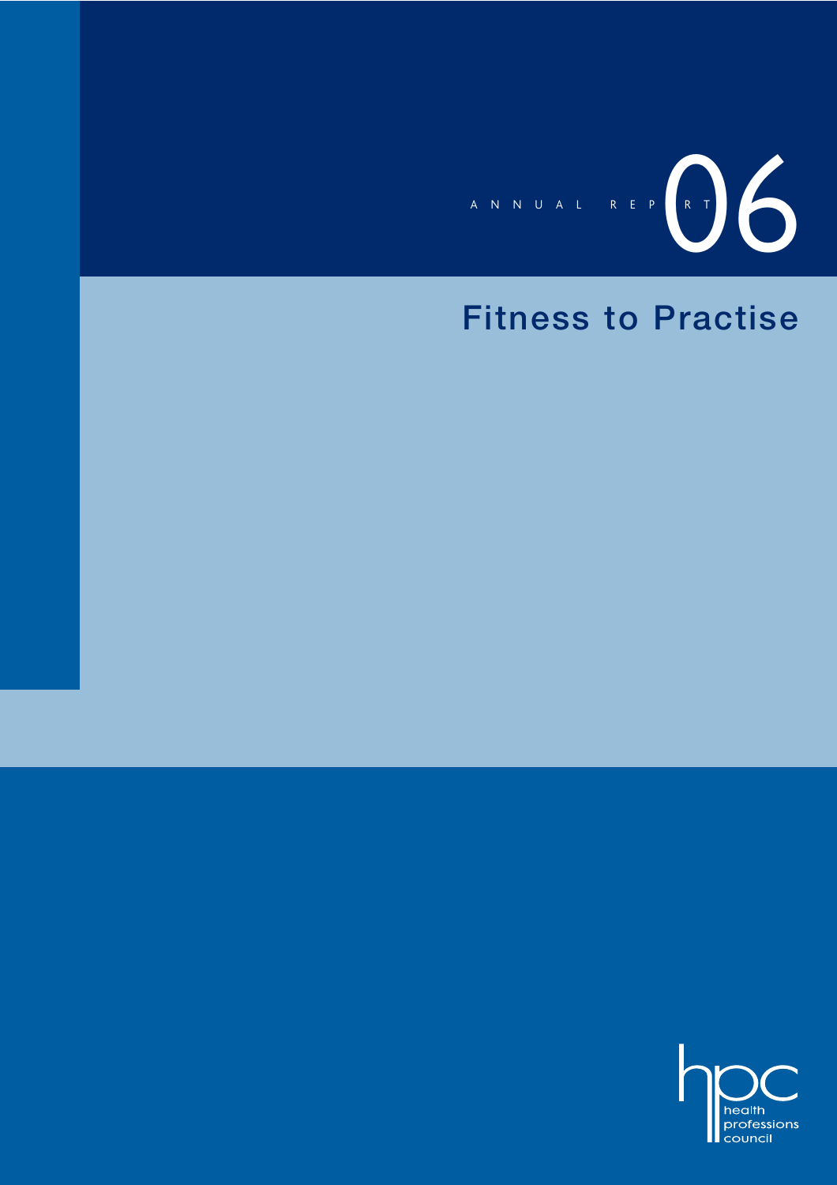ANNUAL REPORT 06

# Fitness to Practise

hpc
health professions council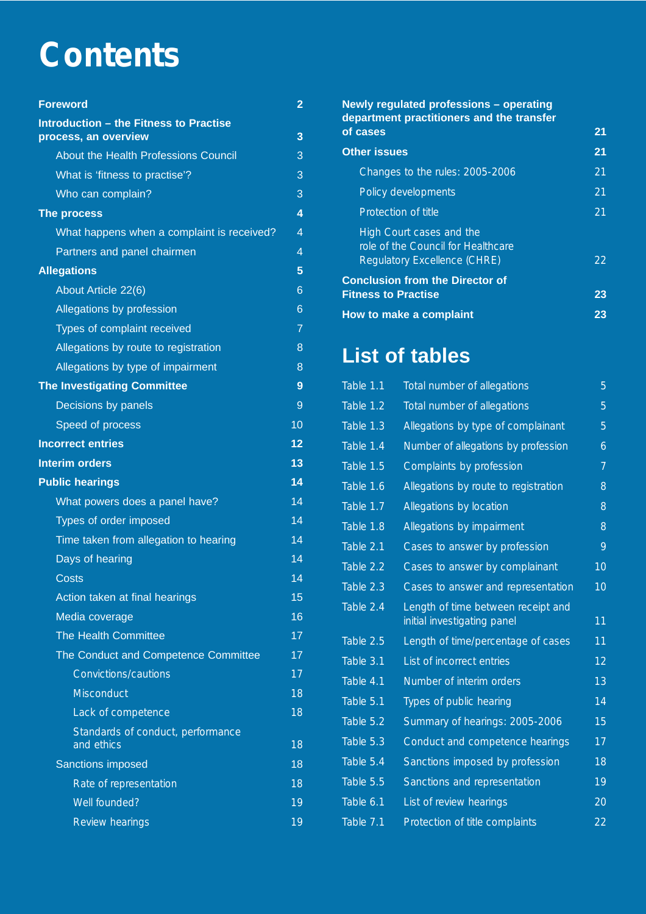# Contents

| | |
|---|---|
| **Foreword** | **2** |
| **Introduction – the Fitness to Practise process, an overview** | **3** |
| About the Health Professions Council | 3 |
| What is 'fitness to practise'? | 3 |
| Who can complain? | 3 |
| **The process** | **4** |
| What happens when a complaint is received? | 4 |
| Partners and panel chairmen | 4 |
| **Allegations** | **5** |
| About Article 22(6) | 6 |
| Allegations by profession | 6 |
| Types of complaint received | 7 |
| Allegations by route to registration | 8 |
| Allegations by type of impairment | 8 |
| **The Investigating Committee** | **9** |
| Decisions by panels | 9 |
| Speed of process | 10 |
| **Incorrect entries** | **12** |
| **Interim orders** | **13** |
| **Public hearings** | **14** |
| What powers does a panel have? | 14 |
| Types of order imposed | 14 |
| Time taken from allegation to hearing | 14 |
| Days of hearing | 14 |
| Costs | 14 |
| Action taken at final hearings | 15 |
| Media coverage | 16 |
| The Health Committee | 17 |
| The Conduct and Competence Committee | 17 |
| Convictions/cautions | 17 |
| Misconduct | 18 |
| Lack of competence | 18 |
| Standards of conduct, performance and ethics | 18 |
| Sanctions imposed | 18 |
| Rate of representation | 18 |
| Well founded? | 19 |
| Review hearings | 19 |
| **Newly regulated professions – operating department practitioners and the transfer of cases** | **21** |
| **Other issues** | **21** |
| Changes to the rules: 2005-2006 | 21 |
| Policy developments | 21 |
| Protection of title | 21 |
| High Court cases and the role of the Council for Healthcare Regulatory Excellence (CHRE) | 22 |
| **Conclusion from the Director of Fitness to Practise** | **23** |
| **How to make a complaint** | **23** |

## List of tables

| | | |
|---|---|---|
| Table 1.1 | Total number of allegations | 5 |
| Table 1.2 | Total number of allegations | 5 |
| Table 1.3 | Allegations by type of complainant | 5 |
| Table 1.4 | Number of allegations by profession | 6 |
| Table 1.5 | Complaints by profession | 7 |
| Table 1.6 | Allegations by route to registration | 8 |
| Table 1.7 | Allegations by location | 8 |
| Table 1.8 | Allegations by impairment | 8 |
| Table 2.1 | Cases to answer by profession | 9 |
| Table 2.2 | Cases to answer by complainant | 10 |
| Table 2.3 | Cases to answer and representation | 10 |
| Table 2.4 | Length of time between receipt and initial investigating panel | 11 |
| Table 2.5 | Length of time/percentage of cases | 11 |
| Table 3.1 | List of incorrect entries | 12 |
| Table 4.1 | Number of interim orders | 13 |
| Table 5.1 | Types of public hearing | 14 |
| Table 5.2 | Summary of hearings: 2005-2006 | 15 |
| Table 5.3 | Conduct and competence hearings | 17 |
| Table 5.4 | Sanctions imposed by profession | 18 |
| Table 5.5 | Sanctions and representation | 19 |
| Table 6.1 | List of review hearings | 20 |
| Table 7.1 | Protection of title complaints | 22 |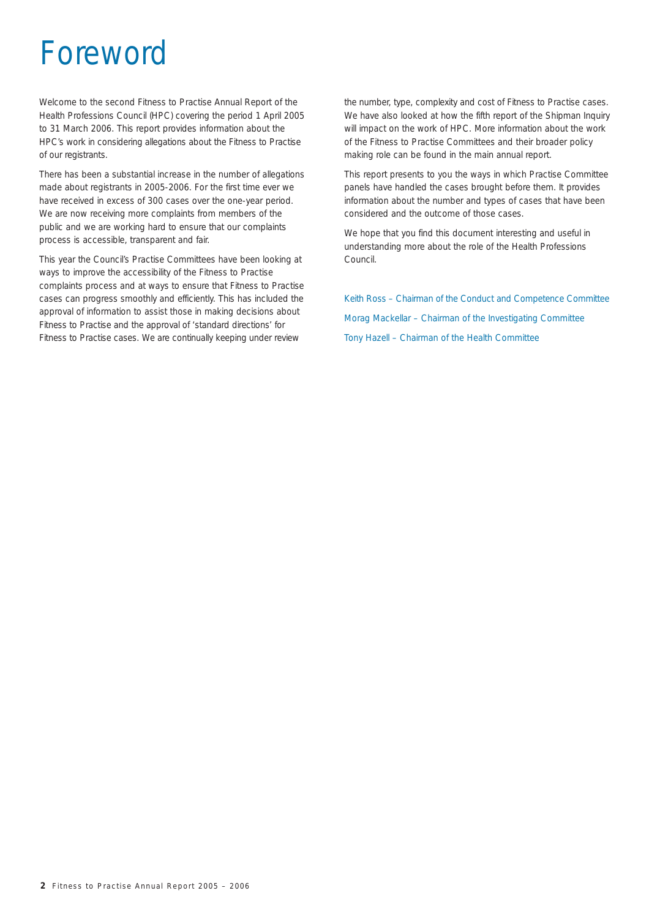# Foreword

Welcome to the second Fitness to Practise Annual Report of the Health Professions Council (HPC) covering the period 1 April 2005 to 31 March 2006. This report provides information about the HPC's work in considering allegations about the Fitness to Practise of our registrants.

There has been a substantial increase in the number of allegations made about registrants in 2005-2006. For the first time ever we have received in excess of 300 cases over the one-year period. We are now receiving more complaints from members of the public and we are working hard to ensure that our complaints process is accessible, transparent and fair.

This year the Council's Practise Committees have been looking at ways to improve the accessibility of the Fitness to Practise complaints process and at ways to ensure that Fitness to Practise cases can progress smoothly and efficiently. This has included the approval of information to assist those in making decisions about Fitness to Practise and the approval of 'standard directions' for Fitness to Practise cases. We are continually keeping under review the number, type, complexity and cost of Fitness to Practise cases. We have also looked at how the fifth report of the Shipman Inquiry will impact on the work of HPC. More information about the work of the Fitness to Practise Committees and their broader policy making role can be found in the main annual report.

This report presents to you the ways in which Practise Committee panels have handled the cases brought before them. It provides information about the number and types of cases that have been considered and the outcome of those cases.

We hope that you find this document interesting and useful in understanding more about the role of the Health Professions Council.

Keith Ross – Chairman of the Conduct and Competence Committee

Morag Mackellar – Chairman of the Investigating Committee

Tony Hazell – Chairman of the Health Committee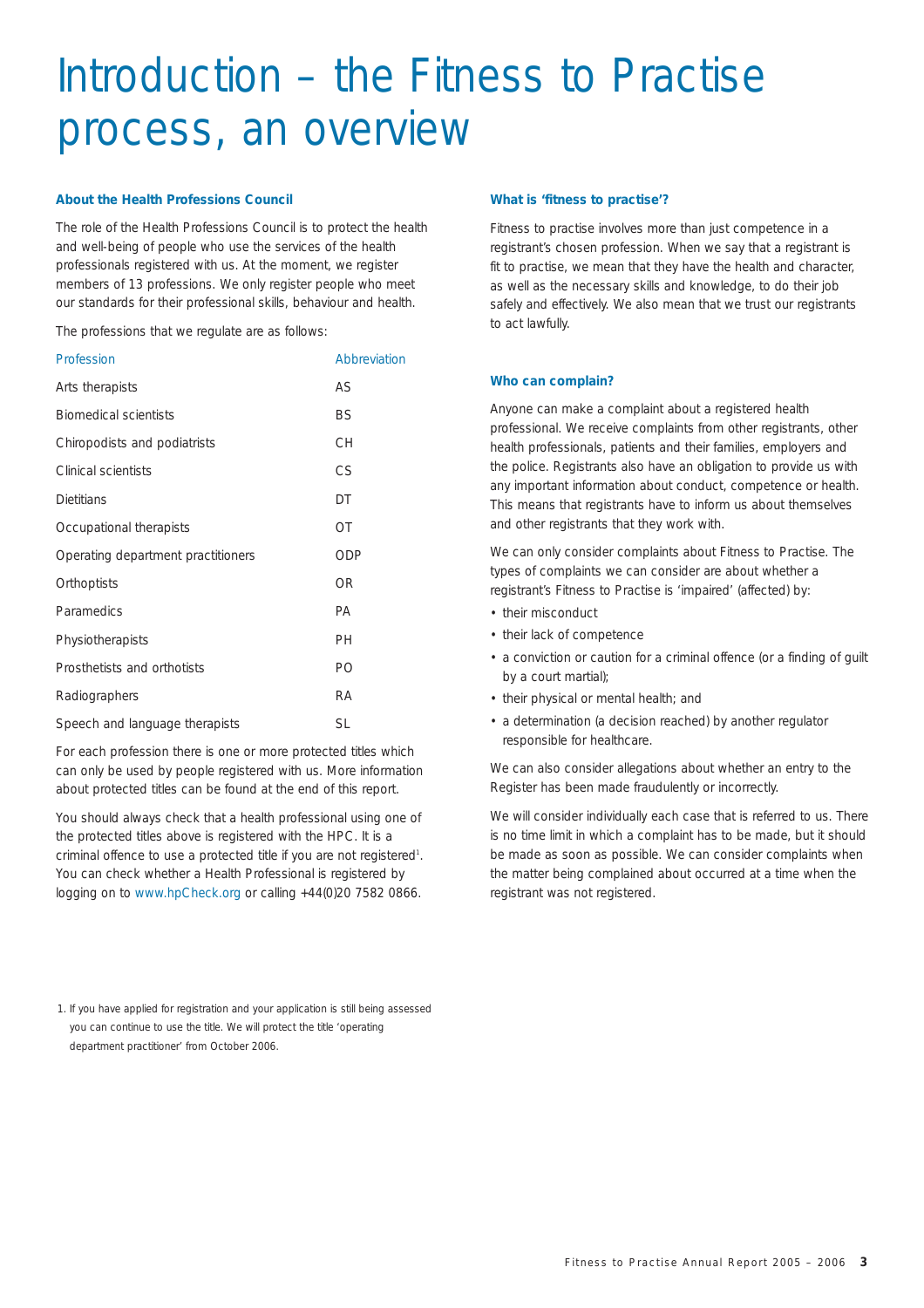# Introduction – the Fitness to Practise process, an overview

### About the Health Professions Council

The role of the Health Professions Council is to protect the health and well-being of people who use the services of the health professionals registered with us. At the moment, we register members of 13 professions. We only register people who meet our standards for their professional skills, behaviour and health.

The professions that we regulate are as follows:

| Profession | Abbreviation |
|---|---|
| Arts therapists | AS |
| Biomedical scientists | BS |
| Chiropodists and podiatrists | CH |
| Clinical scientists | CS |
| Dietitians | DT |
| Occupational therapists | OT |
| Operating department practitioners | ODP |
| Orthoptists | OR |
| Paramedics | PA |
| Physiotherapists | PH |
| Prosthetists and orthotists | PO |
| Radiographers | RA |
| Speech and language therapists | SL |

For each profession there is one or more protected titles which can only be used by people registered with us. More information about protected titles can be found at the end of this report.

You should always check that a health professional using one of the protected titles above is registered with the HPC. It is a criminal offence to use a protected title if you are not registered[1]. You can check whether a Health Professional is registered by logging on to www.hpCheck.org or calling +44(0)20 7582 0866.

1. If you have applied for registration and your application is still being assessed you can continue to use the title. We will protect the title 'operating department practitioner' from October 2006.

### What is 'fitness to practise'?

Fitness to practise involves more than just competence in a registrant's chosen profession. When we say that a registrant is fit to practise, we mean that they have the health and character, as well as the necessary skills and knowledge, to do their job safely and effectively. We also mean that we trust our registrants to act lawfully.

### Who can complain?

Anyone can make a complaint about a registered health professional. We receive complaints from other registrants, other health professionals, patients and their families, employers and the police. Registrants also have an obligation to provide us with any important information about conduct, competence or health. This means that registrants have to inform us about themselves and other registrants that they work with.

We can only consider complaints about Fitness to Practise. The types of complaints we can consider are about whether a registrant's Fitness to Practise is 'impaired' (affected) by:

- their misconduct
- their lack of competence
- a conviction or caution for a criminal offence (or a finding of guilt by a court martial);
- their physical or mental health; and
- a determination (a decision reached) by another regulator responsible for healthcare.

We can also consider allegations about whether an entry to the Register has been made fraudulently or incorrectly.

We will consider individually each case that is referred to us. There is no time limit in which a complaint has to be made, but it should be made as soon as possible. We can consider complaints when the matter being complained about occurred at a time when the registrant was not registered.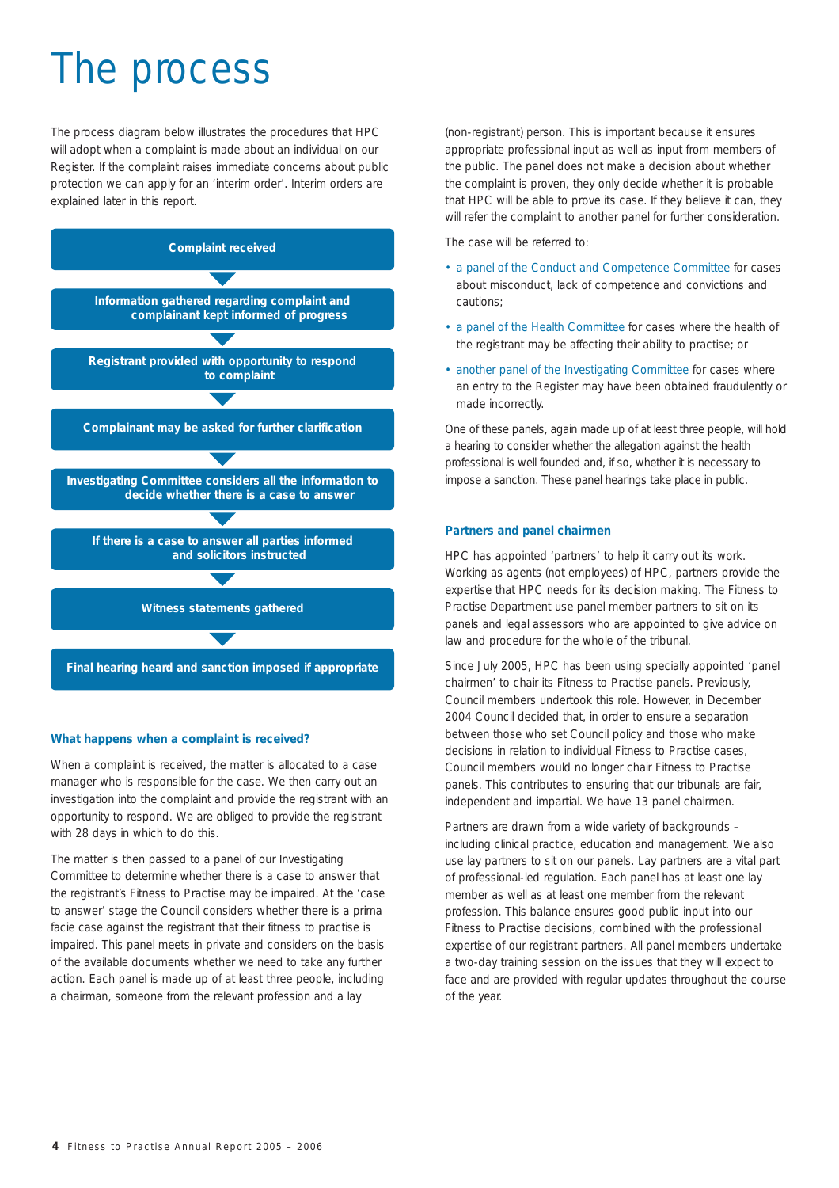# The process

The process diagram below illustrates the procedures that HPC will adopt when a complaint is made about an individual on our Register. If the complaint raises immediate concerns about public protection we can apply for an 'interim order'. Interim orders are explained later in this report.

**Complaint received**

▼

**Information gathered regarding complaint and complainant kept informed of progress**

▼

**Registrant provided with opportunity to respond to complaint**

▼

**Complainant may be asked for further clarification**

▼

**Investigating Committee considers all the information to decide whether there is a case to answer**

▼

**If there is a case to answer all parties informed and solicitors instructed**

▼

**Witness statements gathered**

▼

**Final hearing heard and sanction imposed if appropriate**

### What happens when a complaint is received?

When a complaint is received, the matter is allocated to a case manager who is responsible for the case. We then carry out an investigation into the complaint and provide the registrant with an opportunity to respond. We are obliged to provide the registrant with 28 days in which to do this.

The matter is then passed to a panel of our Investigating Committee to determine whether there is a case to answer that the registrant's Fitness to Practise may be impaired. At the 'case to answer' stage the Council considers whether there is a prima facie case against the registrant that their fitness to practise is impaired. This panel meets in private and considers on the basis of the available documents whether we need to take any further action. Each panel is made up of at least three people, including a chairman, someone from the relevant profession and a lay (non-registrant) person. This is important because it ensures appropriate professional input as well as input from members of the public. The panel does not make a decision about whether the complaint is proven, they only decide whether it is probable that HPC will be able to prove its case. If they believe it can, they will refer the complaint to another panel for further consideration.

The case will be referred to:

- a panel of the Conduct and Competence Committee for cases about misconduct, lack of competence and convictions and cautions;
- a panel of the Health Committee for cases where the health of the registrant may be affecting their ability to practise; or
- another panel of the Investigating Committee for cases where an entry to the Register may have been obtained fraudulently or made incorrectly.

One of these panels, again made up of at least three people, will hold a hearing to consider whether the allegation against the health professional is well founded and, if so, whether it is necessary to impose a sanction. These panel hearings take place in public.

### Partners and panel chairmen

HPC has appointed 'partners' to help it carry out its work. Working as agents (not employees) of HPC, partners provide the expertise that HPC needs for its decision making. The Fitness to Practise Department use panel member partners to sit on its panels and legal assessors who are appointed to give advice on law and procedure for the whole of the tribunal.

Since July 2005, HPC has been using specially appointed 'panel chairmen' to chair its Fitness to Practise panels. Previously, Council members undertook this role. However, in December 2004 Council decided that, in order to ensure a separation between those who set Council policy and those who make decisions in relation to individual Fitness to Practise cases, Council members would no longer chair Fitness to Practise panels. This contributes to ensuring that our tribunals are fair, independent and impartial. We have 13 panel chairmen.

Partners are drawn from a wide variety of backgrounds – including clinical practice, education and management. We also use lay partners to sit on our panels. Lay partners are a vital part of professional-led regulation. Each panel has at least one lay member as well as at least one member from the relevant profession. This balance ensures good public input into our Fitness to Practise decisions, combined with the professional expertise of our registrant partners. All panel members undertake a two-day training session on the issues that they will expect to face and are provided with regular updates throughout the course of the year.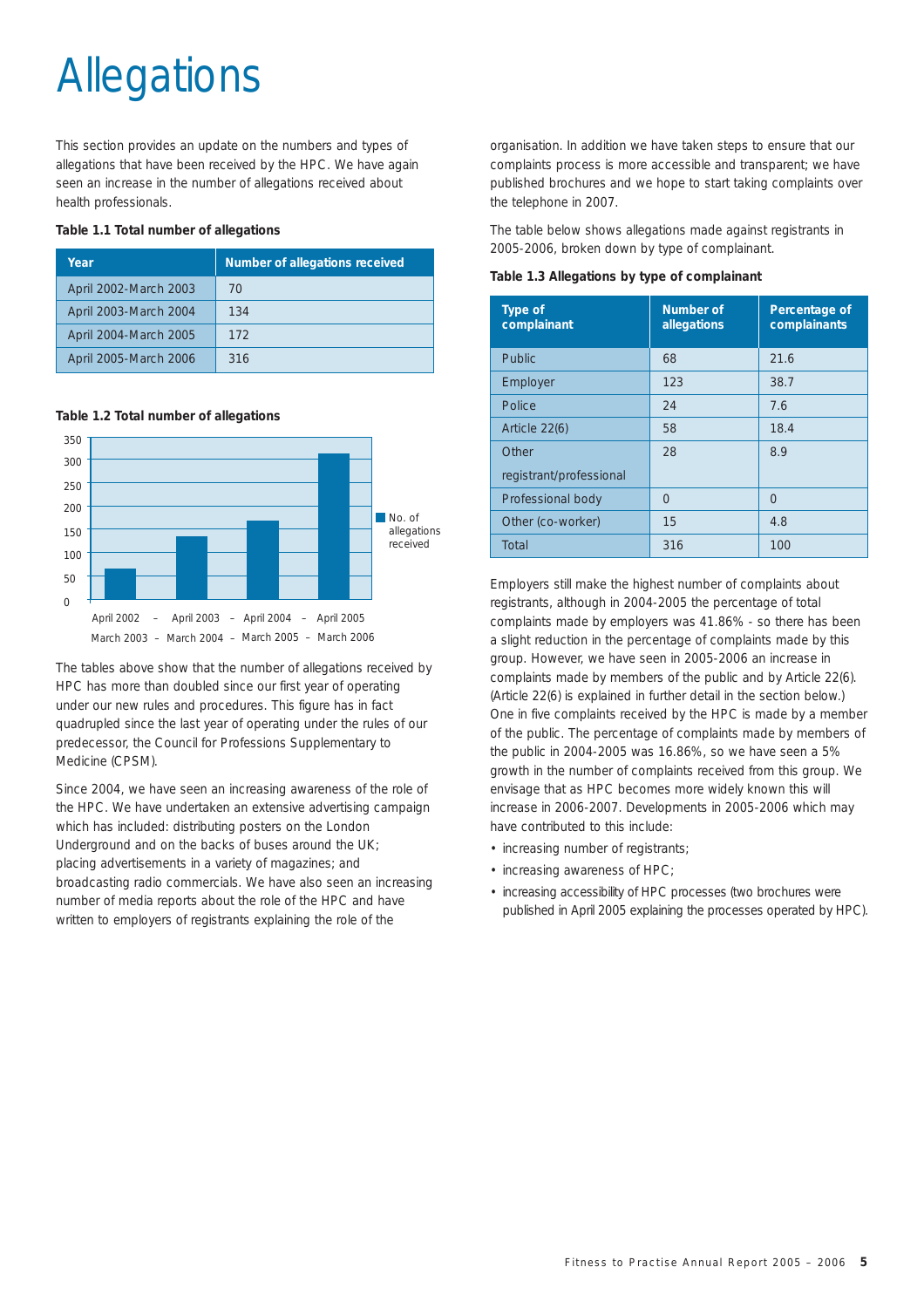# Allegations

This section provides an update on the numbers and types of allegations that have been received by the HPC. We have again seen an increase in the number of allegations received about health professionals.

**Table 1.1 Total number of allegations**

| Year | Number of allegations received |
|---|---|
| April 2002-March 2003 | 70 |
| April 2003-March 2004 | 134 |
| April 2004-March 2005 | 172 |
| April 2005-March 2006 | 316 |

**Table 1.2 Total number of allegations**

| Year | No. of allegations received |
|---|---|
| April 2002 – March 2003 | 70 |
| April 2003 – March 2004 | 134 |
| April 2004 – March 2005 | 172 |
| April 2005 – March 2006 | 316 |

The tables above show that the number of allegations received by HPC has more than doubled since our first year of operating under our new rules and procedures. This figure has in fact quadrupled since the last year of operating under the rules of our predecessor, the Council for Professions Supplementary to Medicine (CPSM).

Since 2004, we have seen an increasing awareness of the role of the HPC. We have undertaken an extensive advertising campaign which has included: distributing posters on the London Underground and on the backs of buses around the UK; placing advertisements in a variety of magazines; and broadcasting radio commercials. We have also seen an increasing number of media reports about the role of the HPC and have written to employers of registrants explaining the role of the organisation. In addition we have taken steps to ensure that our complaints process is more accessible and transparent; we have published brochures and we hope to start taking complaints over the telephone in 2007.

The table below shows allegations made against registrants in 2005-2006, broken down by type of complainant.

**Table 1.3 Allegations by type of complainant**

| Type of complainant | Number of allegations | Percentage of complainants |
|---|---|---|
| Public | 68 | 21.6 |
| Employer | 123 | 38.7 |
| Police | 24 | 7.6 |
| Article 22(6) | 58 | 18.4 |
| Other registrant/professional | 28 | 8.9 |
| Professional body | 0 | 0 |
| Other (co-worker) | 15 | 4.8 |
| Total | 316 | 100 |

Employers still make the highest number of complaints about registrants, although in 2004-2005 the percentage of total complaints made by employers was 41.86% - so there has been a slight reduction in the percentage of complaints made by this group. However, we have seen in 2005-2006 an increase in complaints made by members of the public and by Article 22(6). (Article 22(6) is explained in further detail in the section below.) One in five complaints received by the HPC is made by a member of the public. The percentage of complaints made by members of the public in 2004-2005 was 16.86%, so we have seen a 5% growth in the number of complaints received from this group. We envisage that as HPC becomes more widely known this will increase in 2006-2007. Developments in 2005-2006 which may have contributed to this include:

- increasing number of registrants;
- increasing awareness of HPC;
- increasing accessibility of HPC processes (two brochures were published in April 2005 explaining the processes operated by HPC).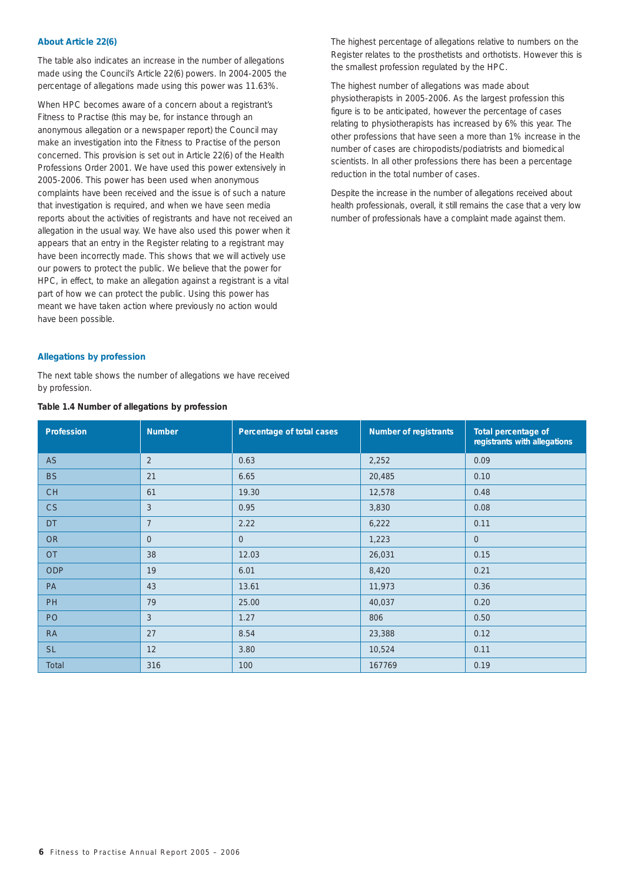### About Article 22(6)

The table also indicates an increase in the number of allegations made using the Council's Article 22(6) powers. In 2004-2005 the percentage of allegations made using this power was 11.63%.

When HPC becomes aware of a concern about a registrant's Fitness to Practise (this may be, for instance through an anonymous allegation or a newspaper report) the Council may make an investigation into the Fitness to Practise of the person concerned. This provision is set out in Article 22(6) of the Health Professions Order 2001. We have used this power extensively in 2005-2006. This power has been used when anonymous complaints have been received and the issue is of such a nature that investigation is required, and when we have seen media reports about the activities of registrants and have not received an allegation in the usual way. We have also used this power when it appears that an entry in the Register relating to a registrant may have been incorrectly made. This shows that we will actively use our powers to protect the public. We believe that the power for HPC, in effect, to make an allegation against a registrant is a vital part of how we can protect the public. Using this power has meant we have taken action where previously no action would have been possible.

### Allegations by profession

The next table shows the number of allegations we have received by profession.

**Table 1.4 Number of allegations by profession**

| Profession | Number | Percentage of total cases | Number of registrants | Total percentage of registrants with allegations |
|---|---|---|---|---|
| AS | 2 | 0.63 | 2,252 | 0.09 |
| BS | 21 | 6.65 | 20,485 | 0.10 |
| CH | 61 | 19.30 | 12,578 | 0.48 |
| CS | 3 | 0.95 | 3,830 | 0.08 |
| DT | 7 | 2.22 | 6,222 | 0.11 |
| OR | 0 | 0 | 1,223 | 0 |
| OT | 38 | 12.03 | 26,031 | 0.15 |
| ODP | 19 | 6.01 | 8,420 | 0.21 |
| PA | 43 | 13.61 | 11,973 | 0.36 |
| PH | 79 | 25.00 | 40,037 | 0.20 |
| PO | 3 | 1.27 | 806 | 0.50 |
| RA | 27 | 8.54 | 23,388 | 0.12 |
| SL | 12 | 3.80 | 10,524 | 0.11 |
| Total | 316 | 100 | 167769 | 0.19 |

The highest percentage of allegations relative to numbers on the Register relates to the prosthetists and orthotists. However this is the smallest profession regulated by the HPC.

The highest number of allegations was made about physiotherapists in 2005-2006. As the largest profession this figure is to be anticipated, however the percentage of cases relating to physiotherapists has increased by 6% this year. The other professions that have seen a more than 1% increase in the number of cases are chiropodists/podiatrists and biomedical scientists. In all other professions there has been a percentage reduction in the total number of cases.

Despite the increase in the number of allegations received about health professionals, overall, it still remains the case that a very low number of professionals have a complaint made against them.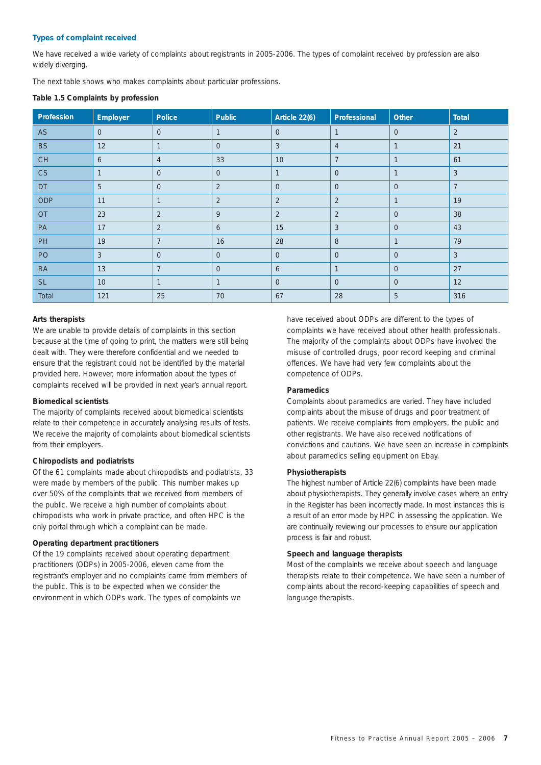### Types of complaint received

We have received a wide variety of complaints about registrants in 2005-2006. The types of complaint received by profession are also widely diverging.

The next table shows who makes complaints about particular professions.

**Table 1.5 Complaints by profession**

| Profession | Employer | Police | Public | Article 22(6) | Professional | Other | Total |
|---|---|---|---|---|---|---|---|
| AS | 0 | 0 | 1 | 0 | 1 | 0 | 2 |
| BS | 12 | 1 | 0 | 3 | 4 | 1 | 21 |
| CH | 6 | 4 | 33 | 10 | 7 | 1 | 61 |
| CS | 1 | 0 | 0 | 1 | 0 | 1 | 3 |
| DT | 5 | 0 | 2 | 0 | 0 | 0 | 7 |
| ODP | 11 | 1 | 2 | 2 | 2 | 1 | 19 |
| OT | 23 | 2 | 9 | 2 | 2 | 0 | 38 |
| PA | 17 | 2 | 6 | 15 | 3 | 0 | 43 |
| PH | 19 | 7 | 16 | 28 | 8 | 1 | 79 |
| PO | 3 | 0 | 0 | 0 | 0 | 0 | 3 |
| RA | 13 | 7 | 0 | 6 | 1 | 0 | 27 |
| SL | 10 | 1 | 1 | 0 | 0 | 0 | 12 |
| Total | 121 | 25 | 70 | 67 | 28 | 5 | 316 |

**Arts therapists**

We are unable to provide details of complaints in this section because at the time of going to print, the matters were still being dealt with. They were therefore confidential and we needed to ensure that the registrant could not be identified by the material provided here. However, more information about the types of complaints received will be provided in next year's annual report.

**Biomedical scientists**

The majority of complaints received about biomedical scientists relate to their competence in accurately analysing results of tests. We receive the majority of complaints about biomedical scientists from their employers.

**Chiropodists and podiatrists**

Of the 61 complaints made about chiropodists and podiatrists, 33 were made by members of the public. This number makes up over 50% of the complaints that we received from members of the public. We receive a high number of complaints about chiropodists who work in private practice, and often HPC is the only portal through which a complaint can be made.

**Operating department practitioners**

Of the 19 complaints received about operating department practitioners (ODPs) in 2005-2006, eleven came from the registrant's employer and no complaints came from members of the public. This is to be expected when we consider the environment in which ODPs work. The types of complaints we have received about ODPs are different to the types of complaints we have received about other health professionals. The majority of the complaints about ODPs have involved the misuse of controlled drugs, poor record keeping and criminal offences. We have had very few complaints about the competence of ODPs.

**Paramedics**

Complaints about paramedics are varied. They have included complaints about the misuse of drugs and poor treatment of patients. We receive complaints from employers, the public and other registrants. We have also received notifications of convictions and cautions. We have seen an increase in complaints about paramedics selling equipment on Ebay.

**Physiotherapists**

The highest number of Article 22(6) complaints have been made about physiotherapists. They generally involve cases where an entry in the Register has been incorrectly made. In most instances this is a result of an error made by HPC in assessing the application. We are continually reviewing our processes to ensure our application process is fair and robust.

**Speech and language therapists**

Most of the complaints we receive about speech and language therapists relate to their competence. We have seen a number of complaints about the record-keeping capabilities of speech and language therapists.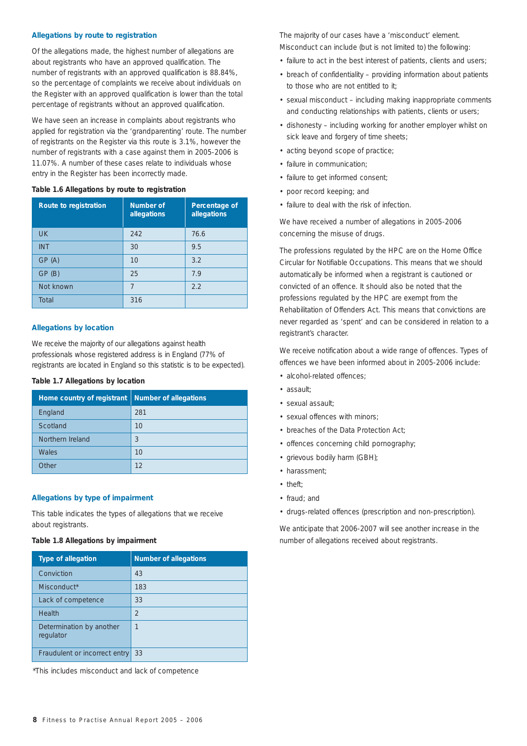### Allegations by route to registration

Of the allegations made, the highest number of allegations are about registrants who have an approved qualification. The number of registrants with an approved qualification is 88.84%, so the percentage of complaints we receive about individuals on the Register with an approved qualification is lower than the total percentage of registrants without an approved qualification.

We have seen an increase in complaints about registrants who applied for registration via the 'grandparenting' route. The number of registrants on the Register via this route is 3.1%, however the number of registrants with a case against them in 2005-2006 is 11.07%. A number of these cases relate to individuals whose entry in the Register has been incorrectly made.

**Table 1.6 Allegations by route to registration**

| Route to registration | Number of allegations | Percentage of allegations |
|---|---|---|
| UK | 242 | 76.6 |
| INT | 30 | 9.5 |
| GP (A) | 10 | 3.2 |
| GP (B) | 25 | 7.9 |
| Not known | 7 | 2.2 |
| Total | 316 | |

### Allegations by location

We receive the majority of our allegations against health professionals whose registered address is in England (77% of registrants are located in England so this statistic is to be expected).

**Table 1.7 Allegations by location**

| Home country of registrant | Number of allegations |
|---|---|
| England | 281 |
| Scotland | 10 |
| Northern Ireland | 3 |
| Wales | 10 |
| Other | 12 |

### Allegations by type of impairment

This table indicates the types of allegations that we receive about registrants.

**Table 1.8 Allegations by impairment**

| Type of allegation | Number of allegations |
|---|---|
| Conviction | 43 |
| Misconduct* | 183 |
| Lack of competence | 33 |
| Health | 2 |
| Determination by another regulator | 1 |
| Fraudulent or incorrect entry | 33 |

*This includes misconduct and lack of competence

The majority of our cases have a 'misconduct' element. Misconduct can include (but is not limited to) the following:

- failure to act in the best interest of patients, clients and users;
- breach of confidentiality – providing information about patients to those who are not entitled to it;
- sexual misconduct – including making inappropriate comments and conducting relationships with patients, clients or users;
- dishonesty – including working for another employer whilst on sick leave and forgery of time sheets;
- acting beyond scope of practice;
- failure in communication;
- failure to get informed consent;
- poor record keeping; and
- failure to deal with the risk of infection.

We have received a number of allegations in 2005-2006 concerning the misuse of drugs.

The professions regulated by the HPC are on the Home Office Circular for Notifiable Occupations. This means that we should automatically be informed when a registrant is cautioned or convicted of an offence. It should also be noted that the professions regulated by the HPC are exempt from the Rehabilitation of Offenders Act. This means that convictions are never regarded as 'spent' and can be considered in relation to a registrant's character.

We receive notification about a wide range of offences. Types of offences we have been informed about in 2005-2006 include:

- alcohol-related offences;
- assault;
- sexual assault;
- sexual offences with minors;
- breaches of the Data Protection Act;
- offences concerning child pornography;
- grievous bodily harm (GBH);
- harassment;
- theft;
- fraud; and
- drugs-related offences (prescription and non-prescription).

We anticipate that 2006-2007 will see another increase in the number of allegations received about registrants.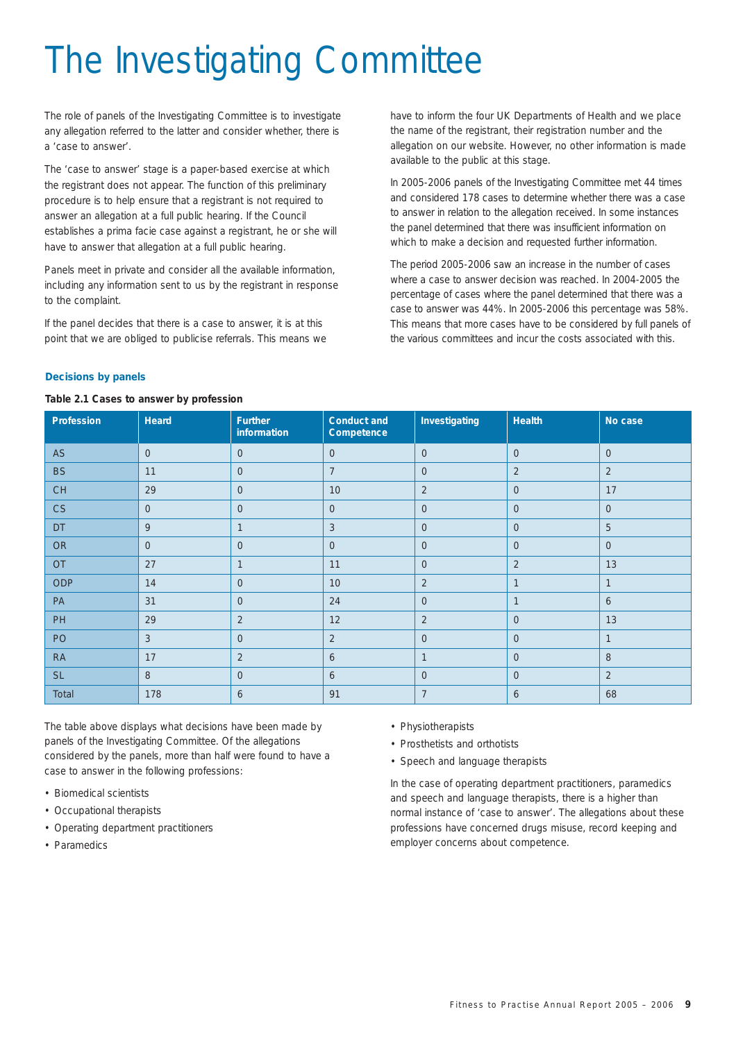# The Investigating Committee

The role of panels of the Investigating Committee is to investigate any allegation referred to the latter and consider whether, there is a 'case to answer'.

The 'case to answer' stage is a paper-based exercise at which the registrant does not appear. The function of this preliminary procedure is to help ensure that a registrant is not required to answer an allegation at a full public hearing. If the Council establishes a prima facie case against a registrant, he or she will have to answer that allegation at a full public hearing.

Panels meet in private and consider all the available information, including any information sent to us by the registrant in response to the complaint.

If the panel decides that there is a case to answer, it is at this point that we are obliged to publicise referrals. This means we have to inform the four UK Departments of Health and we place the name of the registrant, their registration number and the allegation on our website. However, no other information is made available to the public at this stage.

In 2005-2006 panels of the Investigating Committee met 44 times and considered 178 cases to determine whether there was a case to answer in relation to the allegation received. In some instances the panel determined that there was insufficient information on which to make a decision and requested further information.

The period 2005-2006 saw an increase in the number of cases where a case to answer decision was reached. In 2004-2005 the percentage of cases where the panel determined that there was a case to answer was 44%. In 2005-2006 this percentage was 58%. This means that more cases have to be considered by full panels of the various committees and incur the costs associated with this.

### Decisions by panels

**Table 2.1 Cases to answer by profession**

| Profession | Heard | Further information | Conduct and Competence | Investigating | Health | No case |
|---|---|---|---|---|---|---|
| AS | 0 | 0 | 0 | 0 | 0 | 0 |
| BS | 11 | 0 | 7 | 0 | 2 | 2 |
| CH | 29 | 0 | 10 | 2 | 0 | 17 |
| CS | 0 | 0 | 0 | 0 | 0 | 0 |
| DT | 9 | 1 | 3 | 0 | 0 | 5 |
| OR | 0 | 0 | 0 | 0 | 0 | 0 |
| OT | 27 | 1 | 11 | 0 | 2 | 13 |
| ODP | 14 | 0 | 10 | 2 | 1 | 1 |
| PA | 31 | 0 | 24 | 0 | 1 | 6 |
| PH | 29 | 2 | 12 | 2 | 0 | 13 |
| PO | 3 | 0 | 2 | 0 | 0 | 1 |
| RA | 17 | 2 | 6 | 1 | 0 | 8 |
| SL | 8 | 0 | 6 | 0 | 0 | 2 |
| Total | 178 | 6 | 91 | 7 | 6 | 68 |

The table above displays what decisions have been made by panels of the Investigating Committee. Of the allegations considered by the panels, more than half were found to have a case to answer in the following professions:

- Biomedical scientists
- Occupational therapists
- Operating department practitioners
- Paramedics
- Physiotherapists
- Prosthetists and orthotists
- Speech and language therapists

In the case of operating department practitioners, paramedics and speech and language therapists, there is a higher than normal instance of 'case to answer'. The allegations about these professions have concerned drugs misuse, record keeping and employer concerns about competence.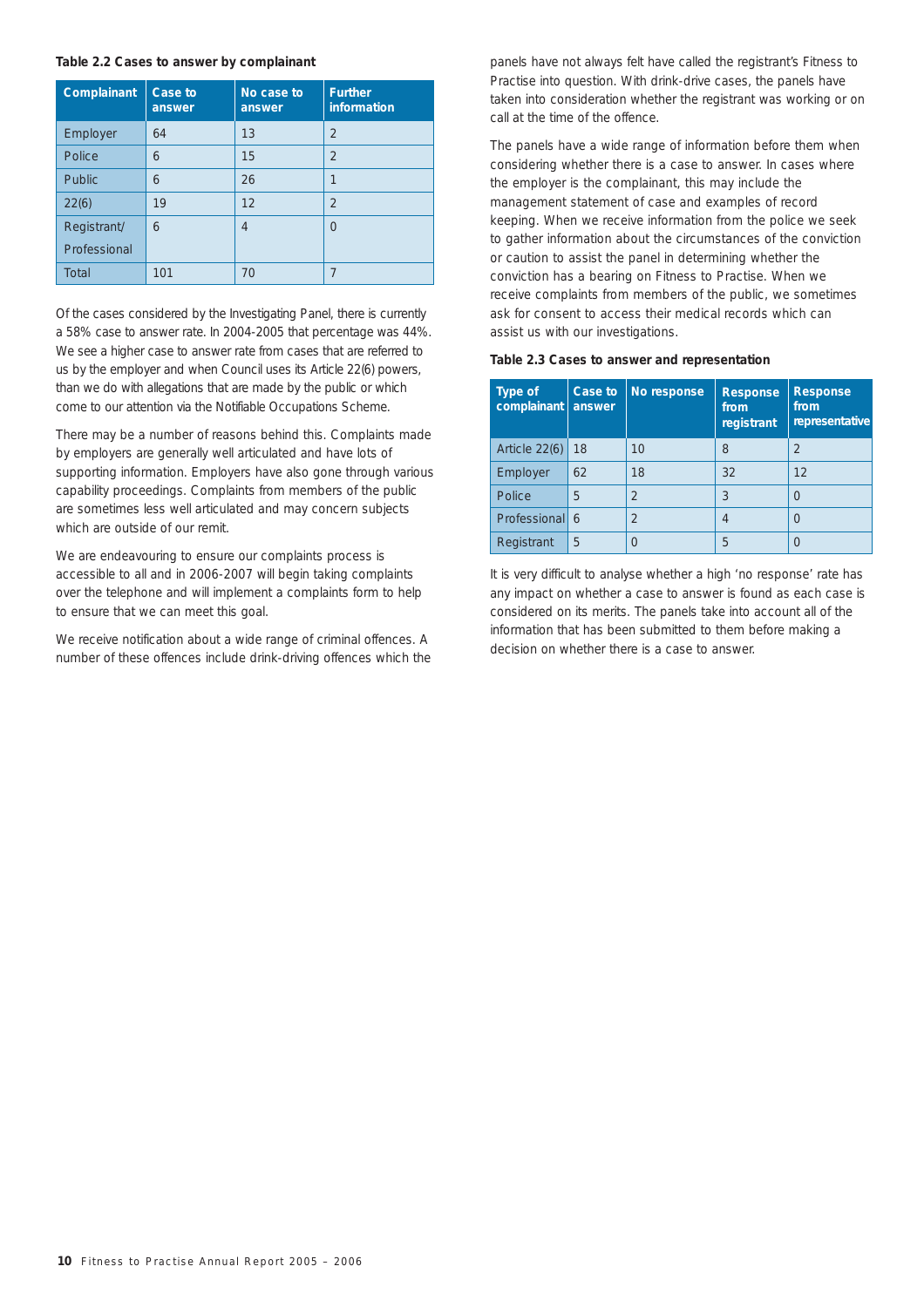**Table 2.2 Cases to answer by complainant**

| Complainant | Case to answer | No case to answer | Further information |
|---|---|---|---|
| Employer | 64 | 13 | 2 |
| Police | 6 | 15 | 2 |
| Public | 6 | 26 | 1 |
| 22(6) | 19 | 12 | 2 |
| Registrant/ Professional | 6 | 4 | 0 |
| Total | 101 | 70 | 7 |

Of the cases considered by the Investigating Panel, there is currently a 58% case to answer rate. In 2004-2005 that percentage was 44%. We see a higher case to answer rate from cases that are referred to us by the employer and when Council uses its Article 22(6) powers, than we do with allegations that are made by the public or which come to our attention via the Notifiable Occupations Scheme.

There may be a number of reasons behind this. Complaints made by employers are generally well articulated and have lots of supporting information. Employers have also gone through various capability proceedings. Complaints from members of the public are sometimes less well articulated and may concern subjects which are outside of our remit.

We are endeavouring to ensure our complaints process is accessible to all and in 2006-2007 will begin taking complaints over the telephone and will implement a complaints form to help to ensure that we can meet this goal.

We receive notification about a wide range of criminal offences. A number of these offences include drink-driving offences which the panels have not always felt have called the registrant's Fitness to Practise into question. With drink-drive cases, the panels have taken into consideration whether the registrant was working or on call at the time of the offence.

The panels have a wide range of information before them when considering whether there is a case to answer. In cases where the employer is the complainant, this may include the management statement of case and examples of record keeping. When we receive information from the police we seek to gather information about the circumstances of the conviction or caution to assist the panel in determining whether the conviction has a bearing on Fitness to Practise. When we receive complaints from members of the public, we sometimes ask for consent to access their medical records which can assist us with our investigations.

**Table 2.3 Cases to answer and representation**

| Type of complainant | Case to answer | No response | Response from registrant | Response from representative |
|---|---|---|---|---|
| Article 22(6) | 18 | 10 | 8 | 2 |
| Employer | 62 | 18 | 32 | 12 |
| Police | 5 | 2 | 3 | 0 |
| Professional | 6 | 2 | 4 | 0 |
| Registrant | 5 | 0 | 5 | 0 |

It is very difficult to analyse whether a high 'no response' rate has any impact on whether a case to answer is found as each case is considered on its merits. The panels take into account all of the information that has been submitted to them before making a decision on whether there is a case to answer.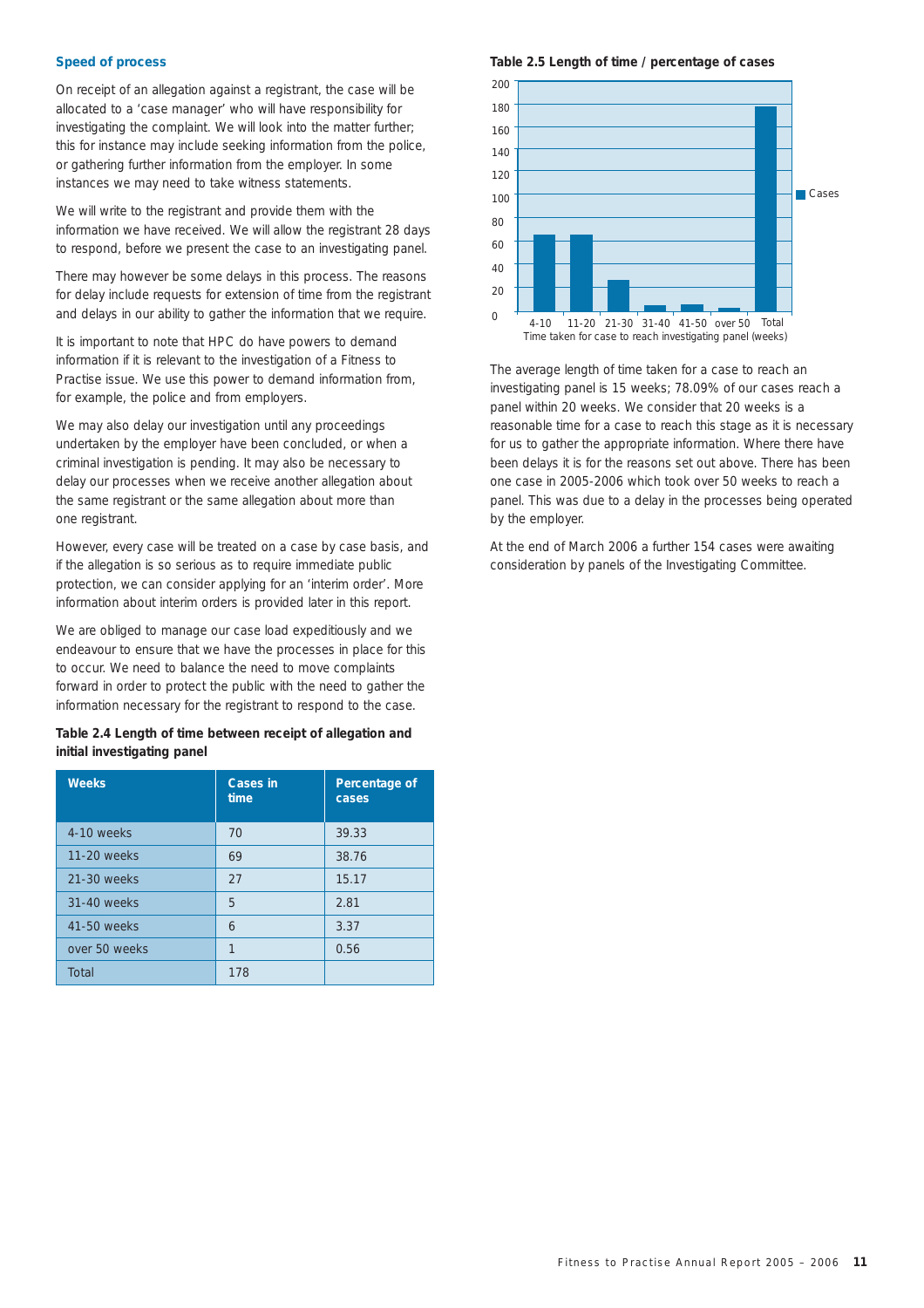## Speed of process

On receipt of an allegation against a registrant, the case will be allocated to a 'case manager' who will have responsibility for investigating the complaint. We will look into the matter further; this for instance may include seeking information from the police, or gathering further information from the employer. In some instances we may need to take witness statements.

We will write to the registrant and provide them with the information we have received. We will allow the registrant 28 days to respond, before we present the case to an investigating panel.

There may however be some delays in this process. The reasons for delay include requests for extension of time from the registrant and delays in our ability to gather the information that we require.

It is important to note that HPC do have powers to demand information if it is relevant to the investigation of a Fitness to Practise issue. We use this power to demand information from, for example, the police and from employers.

We may also delay our investigation until any proceedings undertaken by the employer have been concluded, or when a criminal investigation is pending. It may also be necessary to delay our processes when we receive another allegation about the same registrant or the same allegation about more than one registrant.

However, every case will be treated on a case by case basis, and if the allegation is so serious as to require immediate public protection, we can consider applying for an 'interim order'. More information about interim orders is provided later in this report.

We are obliged to manage our case load expeditiously and we endeavour to ensure that we have the processes in place for this to occur. We need to balance the need to move complaints forward in order to protect the public with the need to gather the information necessary for the registrant to respond to the case.

**Table 2.4 Length of time between receipt of allegation and initial investigating panel**

| Weeks | Cases in time | Percentage of cases |
|---|---|---|
| 4-10 weeks | 70 | 39.33 |
| 11-20 weeks | 69 | 38.76 |
| 21-30 weeks | 27 | 15.17 |
| 31-40 weeks | 5 | 2.81 |
| 41-50 weeks | 6 | 3.37 |
| over 50 weeks | 1 | 0.56 |
| Total | 178 | |

**Table 2.5 Length of time / percentage of cases**

| Time taken for case to reach investigating panel (weeks) | Cases |
|---|---|
| 4-10 | 70 |
| 11-20 | 69 |
| 21-30 | 27 |
| 31-40 | 5 |
| 41-50 | 6 |
| over 50 | 1 |
| Total | 178 |

The average length of time taken for a case to reach an investigating panel is 15 weeks; 78.09% of our cases reach a panel within 20 weeks. We consider that 20 weeks is a reasonable time for a case to reach this stage as it is necessary for us to gather the appropriate information. Where there have been delays it is for the reasons set out above. There has been one case in 2005-2006 which took over 50 weeks to reach a panel. This was due to a delay in the processes being operated by the employer.

At the end of March 2006 a further 154 cases were awaiting consideration by panels of the Investigating Committee.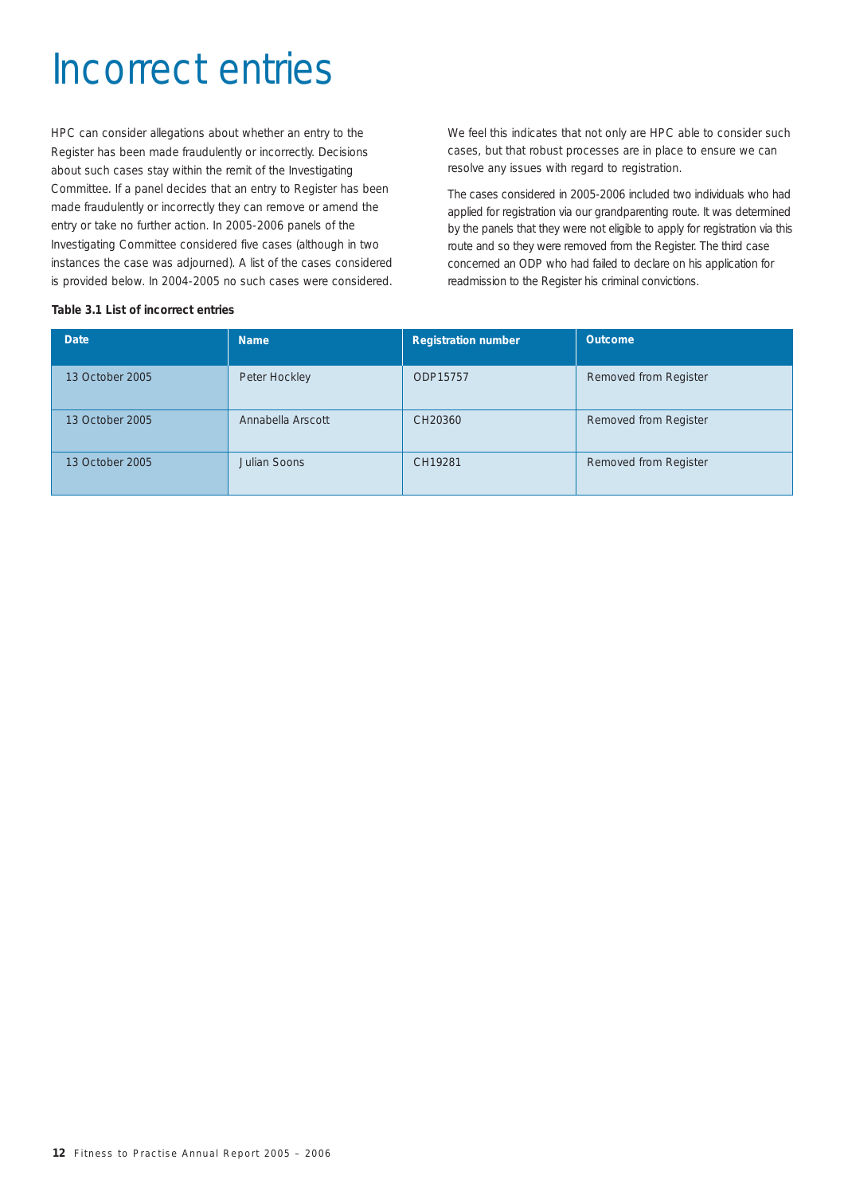# Incorrect entries

HPC can consider allegations about whether an entry to the Register has been made fraudulently or incorrectly. Decisions about such cases stay within the remit of the Investigating Committee. If a panel decides that an entry to Register has been made fraudulently or incorrectly they can remove or amend the entry or take no further action. In 2005-2006 panels of the Investigating Committee considered five cases (although in two instances the case was adjourned). A list of the cases considered is provided below. In 2004-2005 no such cases were considered.

We feel this indicates that not only are HPC able to consider such cases, but that robust processes are in place to ensure we can resolve any issues with regard to registration.

The cases considered in 2005-2006 included two individuals who had applied for registration via our grandparenting route. It was determined by the panels that they were not eligible to apply for registration via this route and so they were removed from the Register. The third case concerned an ODP who had failed to declare on his application for readmission to the Register his criminal convictions.

**Table 3.1 List of incorrect entries**

| Date | Name | Registration number | Outcome |
|---|---|---|---|
| 13 October 2005 | Peter Hockley | ODP15757 | Removed from Register |
| 13 October 2005 | Annabella Arscott | CH20360 | Removed from Register |
| 13 October 2005 | Julian Soons | CH19281 | Removed from Register |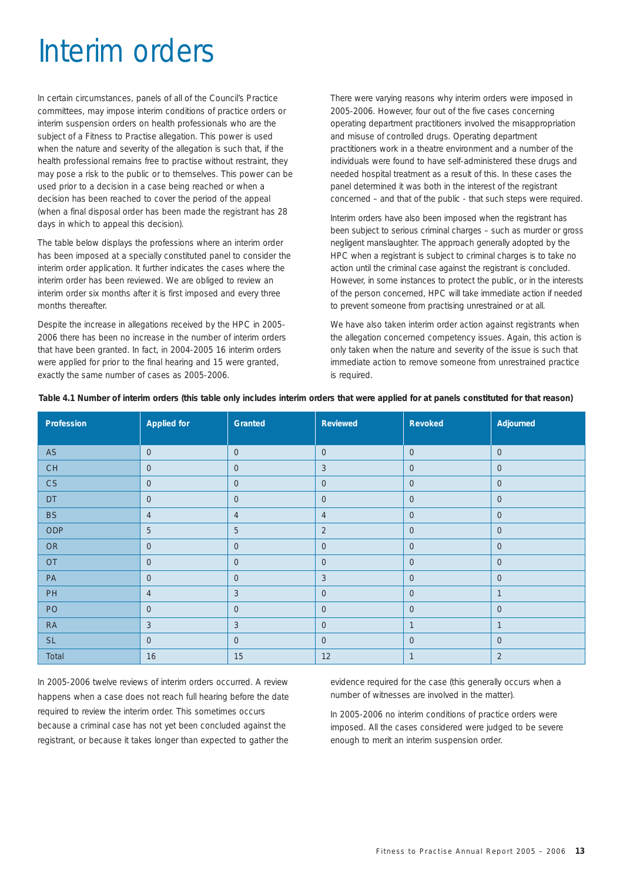# Interim orders

In certain circumstances, panels of all of the Council's Practice committees, may impose interim conditions of practice orders or interim suspension orders on health professionals who are the subject of a Fitness to Practise allegation. This power is used when the nature and severity of the allegation is such that, if the health professional remains free to practise without restraint, they may pose a risk to the public or to themselves. This power can be used prior to a decision in a case being reached or when a decision has been reached to cover the period of the appeal (when a final disposal order has been made the registrant has 28 days in which to appeal this decision).

The table below displays the professions where an interim order has been imposed at a specially constituted panel to consider the interim order application. It further indicates the cases where the interim order has been reviewed. We are obliged to review an interim order six months after it is first imposed and every three months thereafter.

Despite the increase in allegations received by the HPC in 2005-2006 there has been no increase in the number of interim orders that have been granted. In fact, in 2004-2005 16 interim orders were applied for prior to the final hearing and 15 were granted, exactly the same number of cases as 2005-2006.

There were varying reasons why interim orders were imposed in 2005-2006. However, four out of the five cases concerning operating department practitioners involved the misappropriation and misuse of controlled drugs. Operating department practitioners work in a theatre environment and a number of the individuals were found to have self-administered these drugs and needed hospital treatment as a result of this. In these cases the panel determined it was both in the interest of the registrant concerned – and that of the public - that such steps were required.

Interim orders have also been imposed when the registrant has been subject to serious criminal charges – such as murder or gross negligent manslaughter. The approach generally adopted by the HPC when a registrant is subject to criminal charges is to take no action until the criminal case against the registrant is concluded. However, in some instances to protect the public, or in the interests of the person concerned, HPC will take immediate action if needed to prevent someone from practising unrestrained or at all.

We have also taken interim order action against registrants when the allegation concerned competency issues. Again, this action is only taken when the nature and severity of the issue is such that immediate action to remove someone from unrestrained practice is required.

**Table 4.1 Number of interim orders (this table only includes interim orders that were applied for at panels constituted for that reason)**

| Profession | Applied for | Granted | Reviewed | Revoked | Adjourned |
|---|---|---|---|---|---|
| AS | 0 | 0 | 0 | 0 | 0 |
| CH | 0 | 0 | 3 | 0 | 0 |
| CS | 0 | 0 | 0 | 0 | 0 |
| DT | 0 | 0 | 0 | 0 | 0 |
| BS | 4 | 4 | 4 | 0 | 0 |
| ODP | 5 | 5 | 2 | 0 | 0 |
| OR | 0 | 0 | 0 | 0 | 0 |
| OT | 0 | 0 | 0 | 0 | 0 |
| PA | 0 | 0 | 3 | 0 | 0 |
| PH | 4 | 3 | 0 | 0 | 1 |
| PO | 0 | 0 | 0 | 0 | 0 |
| RA | 3 | 3 | 0 | 1 | 1 |
| SL | 0 | 0 | 0 | 0 | 0 |
| Total | 16 | 15 | 12 | 1 | 2 |

In 2005-2006 twelve reviews of interim orders occurred. A review happens when a case does not reach full hearing before the date required to review the interim order. This sometimes occurs because a criminal case has not yet been concluded against the registrant, or because it takes longer than expected to gather the evidence required for the case (this generally occurs when a number of witnesses are involved in the matter).

In 2005-2006 no interim conditions of practice orders were imposed. All the cases considered were judged to be severe enough to merit an interim suspension order.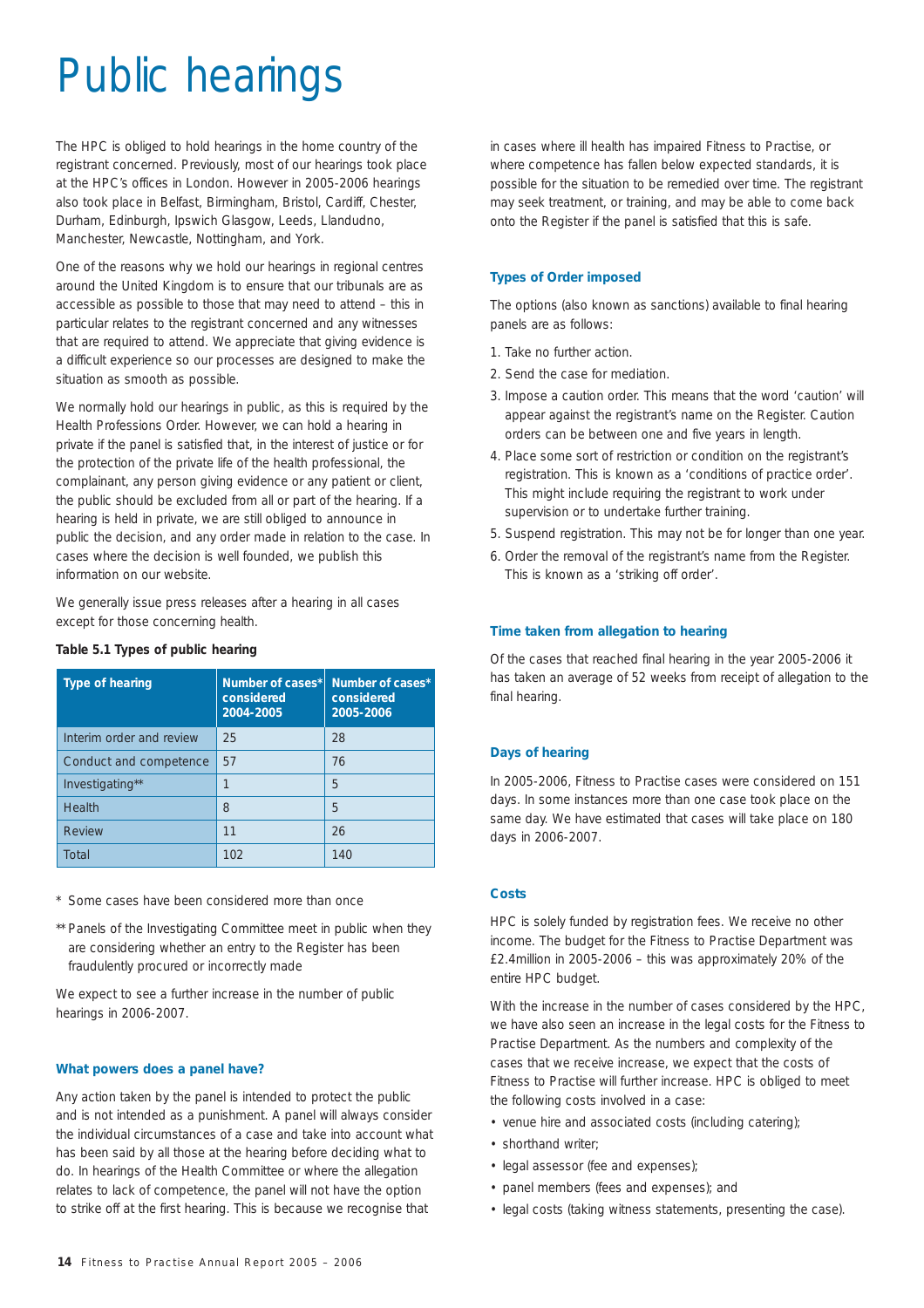# Public hearings

The HPC is obliged to hold hearings in the home country of the registrant concerned. Previously, most of our hearings took place at the HPC's offices in London. However in 2005-2006 hearings also took place in Belfast, Birmingham, Bristol, Cardiff, Chester, Durham, Edinburgh, Ipswich Glasgow, Leeds, Llandudno, Manchester, Newcastle, Nottingham, and York.

One of the reasons why we hold our hearings in regional centres around the United Kingdom is to ensure that our tribunals are as accessible as possible to those that may need to attend – this in particular relates to the registrant concerned and any witnesses that are required to attend. We appreciate that giving evidence is a difficult experience so our processes are designed to make the situation as smooth as possible.

We normally hold our hearings in public, as this is required by the Health Professions Order. However, we can hold a hearing in private if the panel is satisfied that, in the interest of justice or for the protection of the private life of the health professional, the complainant, any person giving evidence or any patient or client, the public should be excluded from all or part of the hearing. If a hearing is held in private, we are still obliged to announce in public the decision, and any order made in relation to the case. In cases where the decision is well founded, we publish this information on our website.

We generally issue press releases after a hearing in all cases except for those concerning health.

**Table 5.1 Types of public hearing**

| Type of hearing | Number of cases* considered 2004-2005 | Number of cases* considered 2005-2006 |
|---|---|---|
| Interim order and review | 25 | 28 |
| Conduct and competence | 57 | 76 |
| Investigating** | 1 | 5 |
| Health | 8 | 5 |
| Review | 11 | 26 |
| Total | 102 | 140 |

\* Some cases have been considered more than once

** Panels of the Investigating Committee meet in public when they are considering whether an entry to the Register has been fraudulently procured or incorrectly made

We expect to see a further increase in the number of public hearings in 2006-2007.

### What powers does a panel have?

Any action taken by the panel is intended to protect the public and is not intended as a punishment. A panel will always consider the individual circumstances of a case and take into account what has been said by all those at the hearing before deciding what to do. In hearings of the Health Committee or where the allegation relates to lack of competence, the panel will not have the option to strike off at the first hearing. This is because we recognise that in cases where ill health has impaired Fitness to Practise, or where competence has fallen below expected standards, it is possible for the situation to be remedied over time. The registrant may seek treatment, or training, and may be able to come back onto the Register if the panel is satisfied that this is safe.

### Types of Order imposed

The options (also known as sanctions) available to final hearing panels are as follows:

1. Take no further action.
2. Send the case for mediation.
3. Impose a caution order. This means that the word 'caution' will appear against the registrant's name on the Register. Caution orders can be between one and five years in length.
4. Place some sort of restriction or condition on the registrant's registration. This is known as a 'conditions of practice order'. This might include requiring the registrant to work under supervision or to undertake further training.
5. Suspend registration. This may not be for longer than one year.
6. Order the removal of the registrant's name from the Register. This is known as a 'striking off order'.

### Time taken from allegation to hearing

Of the cases that reached final hearing in the year 2005-2006 it has taken an average of 52 weeks from receipt of allegation to the final hearing.

### Days of hearing

In 2005-2006, Fitness to Practise cases were considered on 151 days. In some instances more than one case took place on the same day. We have estimated that cases will take place on 180 days in 2006-2007.

### Costs

HPC is solely funded by registration fees. We receive no other income. The budget for the Fitness to Practise Department was £2.4million in 2005-2006 – this was approximately 20% of the entire HPC budget.

With the increase in the number of cases considered by the HPC, we have also seen an increase in the legal costs for the Fitness to Practise Department. As the numbers and complexity of the cases that we receive increase, we expect that the costs of Fitness to Practise will further increase. HPC is obliged to meet the following costs involved in a case:

- venue hire and associated costs (including catering);
- shorthand writer;
- legal assessor (fee and expenses);
- panel members (fees and expenses); and
- legal costs (taking witness statements, presenting the case).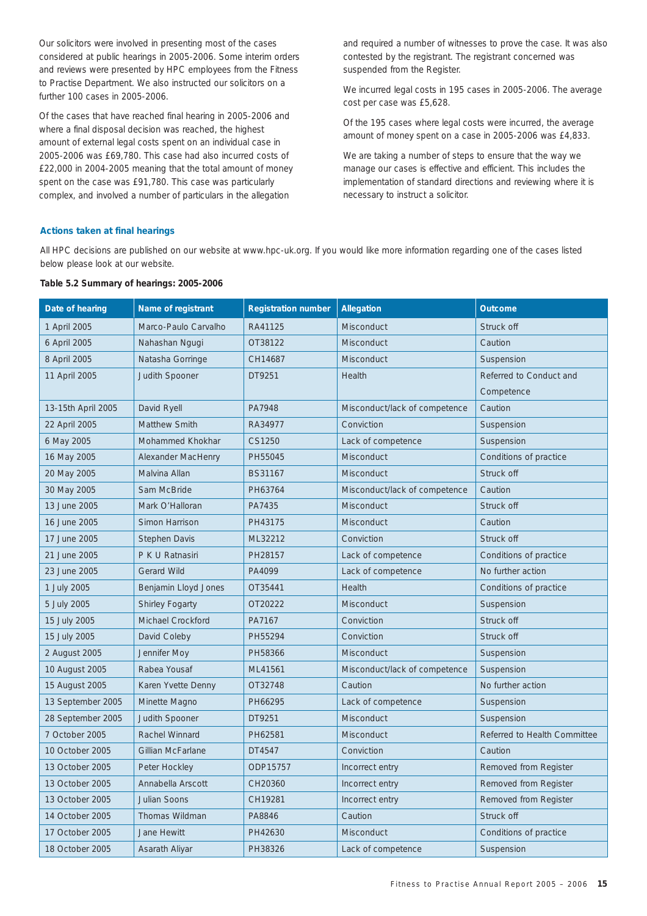Our solicitors were involved in presenting most of the cases considered at public hearings in 2005-2006. Some interim orders and reviews were presented by HPC employees from the Fitness to Practise Department. We also instructed our solicitors on a further 100 cases in 2005-2006.

Of the cases that have reached final hearing in 2005-2006 and where a final disposal decision was reached, the highest amount of external legal costs spent on an individual case in 2005-2006 was £69,780. This case had also incurred costs of £22,000 in 2004-2005 meaning that the total amount of money spent on the case was £91,780. This case was particularly complex, and involved a number of particulars in the allegation and required a number of witnesses to prove the case. It was also contested by the registrant. The registrant concerned was suspended from the Register.

We incurred legal costs in 195 cases in 2005-2006. The average cost per case was £5,628.

Of the 195 cases where legal costs were incurred, the average amount of money spent on a case in 2005-2006 was £4,833.

We are taking a number of steps to ensure that the way we manage our cases is effective and efficient. This includes the implementation of standard directions and reviewing where it is necessary to instruct a solicitor.

### Actions taken at final hearings

All HPC decisions are published on our website at www.hpc-uk.org. If you would like more information regarding one of the cases listed below please look at our website.

**Table 5.2 Summary of hearings: 2005-2006**

| Date of hearing | Name of registrant | Registration number | Allegation | Outcome |
|---|---|---|---|---|
| 1 April 2005 | Marco-Paulo Carvalho | RA41125 | Misconduct | Struck off |
| 6 April 2005 | Nahashan Ngugi | OT38122 | Misconduct | Caution |
| 8 April 2005 | Natasha Gorringe | CH14687 | Misconduct | Suspension |
| 11 April 2005 | Judith Spooner | DT9251 | Health | Referred to Conduct and Competence |
| 13-15th April 2005 | David Ryell | PA7948 | Misconduct/lack of competence | Caution |
| 22 April 2005 | Matthew Smith | RA34977 | Conviction | Suspension |
| 6 May 2005 | Mohammed Khokhar | CS1250 | Lack of competence | Suspension |
| 16 May 2005 | Alexander MacHenry | PH55045 | Misconduct | Conditions of practice |
| 20 May 2005 | Malvina Allan | BS31167 | Misconduct | Struck off |
| 30 May 2005 | Sam McBride | PH63764 | Misconduct/lack of competence | Caution |
| 13 June 2005 | Mark O'Halloran | PA7435 | Misconduct | Struck off |
| 16 June 2005 | Simon Harrison | PH43175 | Misconduct | Caution |
| 17 June 2005 | Stephen Davis | ML32212 | Conviction | Struck off |
| 21 June 2005 | P K U Ratnasiri | PH28157 | Lack of competence | Conditions of practice |
| 23 June 2005 | Gerard Wild | PA4099 | Lack of competence | No further action |
| 1 July 2005 | Benjamin Lloyd Jones | OT35441 | Health | Conditions of practice |
| 5 July 2005 | Shirley Fogarty | OT20222 | Misconduct | Suspension |
| 15 July 2005 | Michael Crockford | PA7167 | Conviction | Struck off |
| 15 July 2005 | David Coleby | PH55294 | Conviction | Struck off |
| 2 August 2005 | Jennifer Moy | PH58366 | Misconduct | Suspension |
| 10 August 2005 | Rabea Yousaf | ML41561 | Misconduct/lack of competence | Suspension |
| 15 August 2005 | Karen Yvette Denny | OT32748 | Caution | No further action |
| 13 September 2005 | Minette Magno | PH66295 | Lack of competence | Suspension |
| 28 September 2005 | Judith Spooner | DT9251 | Misconduct | Suspension |
| 7 October 2005 | Rachel Winnard | PH62581 | Misconduct | Referred to Health Committee |
| 10 October 2005 | Gillian McFarlane | DT4547 | Conviction | Caution |
| 13 October 2005 | Peter Hockley | ODP15757 | Incorrect entry | Removed from Register |
| 13 October 2005 | Annabella Arscott | CH20360 | Incorrect entry | Removed from Register |
| 13 October 2005 | Julian Soons | CH19281 | Incorrect entry | Removed from Register |
| 14 October 2005 | Thomas Wildman | PA8846 | Caution | Struck off |
| 17 October 2005 | Jane Hewitt | PH42630 | Misconduct | Conditions of practice |
| 18 October 2005 | Asarath Aliyar | PH38326 | Lack of competence | Suspension |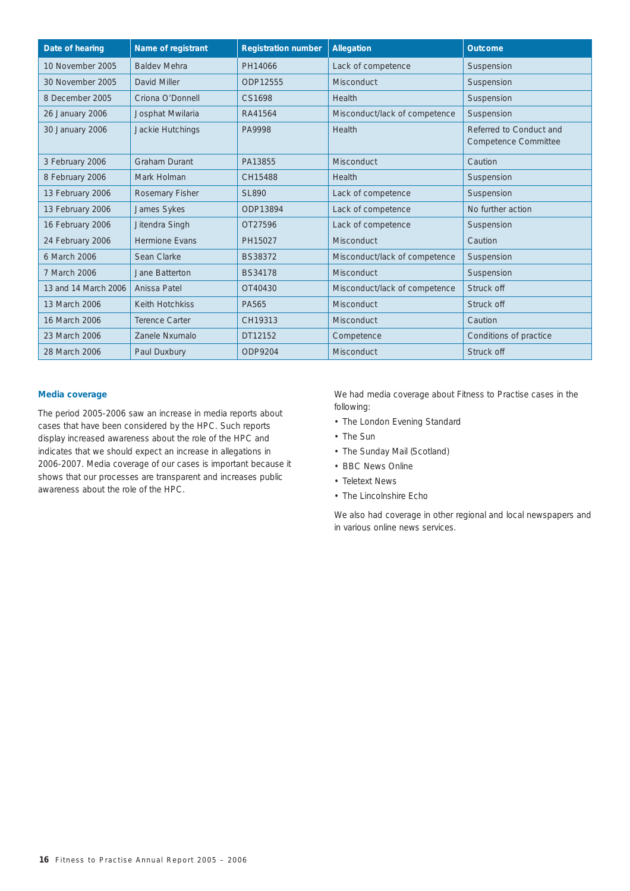| Date of hearing | Name of registrant | Registration number | Allegation | Outcome |
|---|---|---|---|---|
| 10 November 2005 | Baldev Mehra | PH14066 | Lack of competence | Suspension |
| 30 November 2005 | David Miller | ODP12555 | Misconduct | Suspension |
| 8 December 2005 | Criona O'Donnell | CS1698 | Health | Suspension |
| 26 January 2006 | Josphat Mwilaria | RA41564 | Misconduct/lack of competence | Suspension |
| 30 January 2006 | Jackie Hutchings | PA9998 | Health | Referred to Conduct and Competence Committee |
| 3 February 2006 | Graham Durant | PA13855 | Misconduct | Caution |
| 8 February 2006 | Mark Holman | CH15488 | Health | Suspension |
| 13 February 2006 | Rosemary Fisher | SL890 | Lack of competence | Suspension |
| 13 February 2006 | James Sykes | ODP13894 | Lack of competence | No further action |
| 16 February 2006 | Jitendra Singh | OT27596 | Lack of competence | Suspension |
| 24 February 2006 | Hermione Evans | PH15027 | Misconduct | Caution |
| 6 March 2006 | Sean Clarke | BS38372 | Misconduct/lack of competence | Suspension |
| 7 March 2006 | Jane Batterton | BS34178 | Misconduct | Suspension |
| 13 and 14 March 2006 | Anissa Patel | OT40430 | Misconduct/lack of competence | Struck off |
| 13 March 2006 | Keith Hotchkiss | PA565 | Misconduct | Struck off |
| 16 March 2006 | Terence Carter | CH19313 | Misconduct | Caution |
| 23 March 2006 | Zanele Nxumalo | DT12152 | Competence | Conditions of practice |
| 28 March 2006 | Paul Duxbury | ODP9204 | Misconduct | Struck off |

### Media coverage

The period 2005-2006 saw an increase in media reports about cases that have been considered by the HPC. Such reports display increased awareness about the role of the HPC and indicates that we should expect an increase in allegations in 2006-2007. Media coverage of our cases is important because it shows that our processes are transparent and increases public awareness about the role of the HPC.

We had media coverage about Fitness to Practise cases in the following:

- The London Evening Standard
- The Sun
- The Sunday Mail (Scotland)
- BBC News Online
- Teletext News
- The Lincolnshire Echo

We also had coverage in other regional and local newspapers and in various online news services.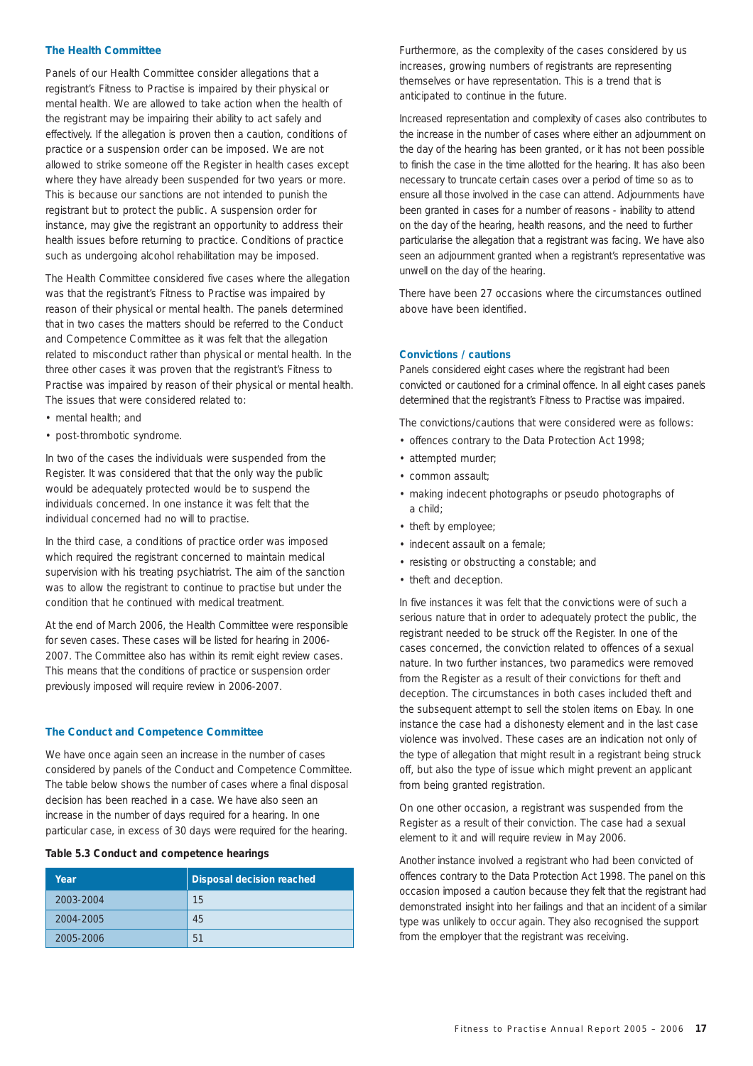## The Health Committee

Panels of our Health Committee consider allegations that a registrant's Fitness to Practise is impaired by their physical or mental health. We are allowed to take action when the health of the registrant may be impairing their ability to act safely and effectively. If the allegation is proven then a caution, conditions of practice or a suspension order can be imposed. We are not allowed to strike someone off the Register in health cases except where they have already been suspended for two years or more. This is because our sanctions are not intended to punish the registrant but to protect the public. A suspension order for instance, may give the registrant an opportunity to address their health issues before returning to practice. Conditions of practice such as undergoing alcohol rehabilitation may be imposed.

The Health Committee considered five cases where the allegation was that the registrant's Fitness to Practise was impaired by reason of their physical or mental health. The panels determined that in two cases the matters should be referred to the Conduct and Competence Committee as it was felt that the allegation related to misconduct rather than physical or mental health. In the three other cases it was proven that the registrant's Fitness to Practise was impaired by reason of their physical or mental health. The issues that were considered related to:

- mental health; and
- post-thrombotic syndrome.

In two of the cases the individuals were suspended from the Register. It was considered that that the only way the public would be adequately protected would be to suspend the individuals concerned. In one instance it was felt that the individual concerned had no will to practise.

In the third case, a conditions of practice order was imposed which required the registrant concerned to maintain medical supervision with his treating psychiatrist. The aim of the sanction was to allow the registrant to continue to practise but under the condition that he continued with medical treatment.

At the end of March 2006, the Health Committee were responsible for seven cases. These cases will be listed for hearing in 2006-2007. The Committee also has within its remit eight review cases. This means that the conditions of practice or suspension order previously imposed will require review in 2006-2007.

## The Conduct and Competence Committee

We have once again seen an increase in the number of cases considered by panels of the Conduct and Competence Committee. The table below shows the number of cases where a final disposal decision has been reached in a case. We have also seen an increase in the number of days required for a hearing. In one particular case, in excess of 30 days were required for the hearing.

**Table 5.3 Conduct and competence hearings**

| Year | Disposal decision reached |
|---|---|
| 2003-2004 | 15 |
| 2004-2005 | 45 |
| 2005-2006 | 51 |

Furthermore, as the complexity of the cases considered by us increases, growing numbers of registrants are representing themselves or have representation. This is a trend that is anticipated to continue in the future.

Increased representation and complexity of cases also contributes to the increase in the number of cases where either an adjournment on the day of the hearing has been granted, or it has not been possible to finish the case in the time allotted for the hearing. It has also been necessary to truncate certain cases over a period of time so as to ensure all those involved in the case can attend. Adjournments have been granted in cases for a number of reasons - inability to attend on the day of the hearing, health reasons, and the need to further particularise the allegation that a registrant was facing. We have also seen an adjournment granted when a registrant's representative was unwell on the day of the hearing.

There have been 27 occasions where the circumstances outlined above have been identified.

## Convictions / cautions

Panels considered eight cases where the registrant had been convicted or cautioned for a criminal offence. In all eight cases panels determined that the registrant's Fitness to Practise was impaired.

The convictions/cautions that were considered were as follows:

- offences contrary to the Data Protection Act 1998;
- attempted murder;
- common assault;
- making indecent photographs or pseudo photographs of a child;
- theft by employee;
- indecent assault on a female;
- resisting or obstructing a constable; and
- theft and deception.

In five instances it was felt that the convictions were of such a serious nature that in order to adequately protect the public, the registrant needed to be struck off the Register. In one of the cases concerned, the conviction related to offences of a sexual nature. In two further instances, two paramedics were removed from the Register as a result of their convictions for theft and deception. The circumstances in both cases included theft and the subsequent attempt to sell the stolen items on Ebay. In one instance the case had a dishonesty element and in the last case violence was involved. These cases are an indication not only of the type of allegation that might result in a registrant being struck off, but also the type of issue which might prevent an applicant from being granted registration.

On one other occasion, a registrant was suspended from the Register as a result of their conviction. The case had a sexual element to it and will require review in May 2006.

Another instance involved a registrant who had been convicted of offences contrary to the Data Protection Act 1998. The panel on this occasion imposed a caution because they felt that the registrant had demonstrated insight into her failings and that an incident of a similar type was unlikely to occur again. They also recognised the support from the employer that the registrant was receiving.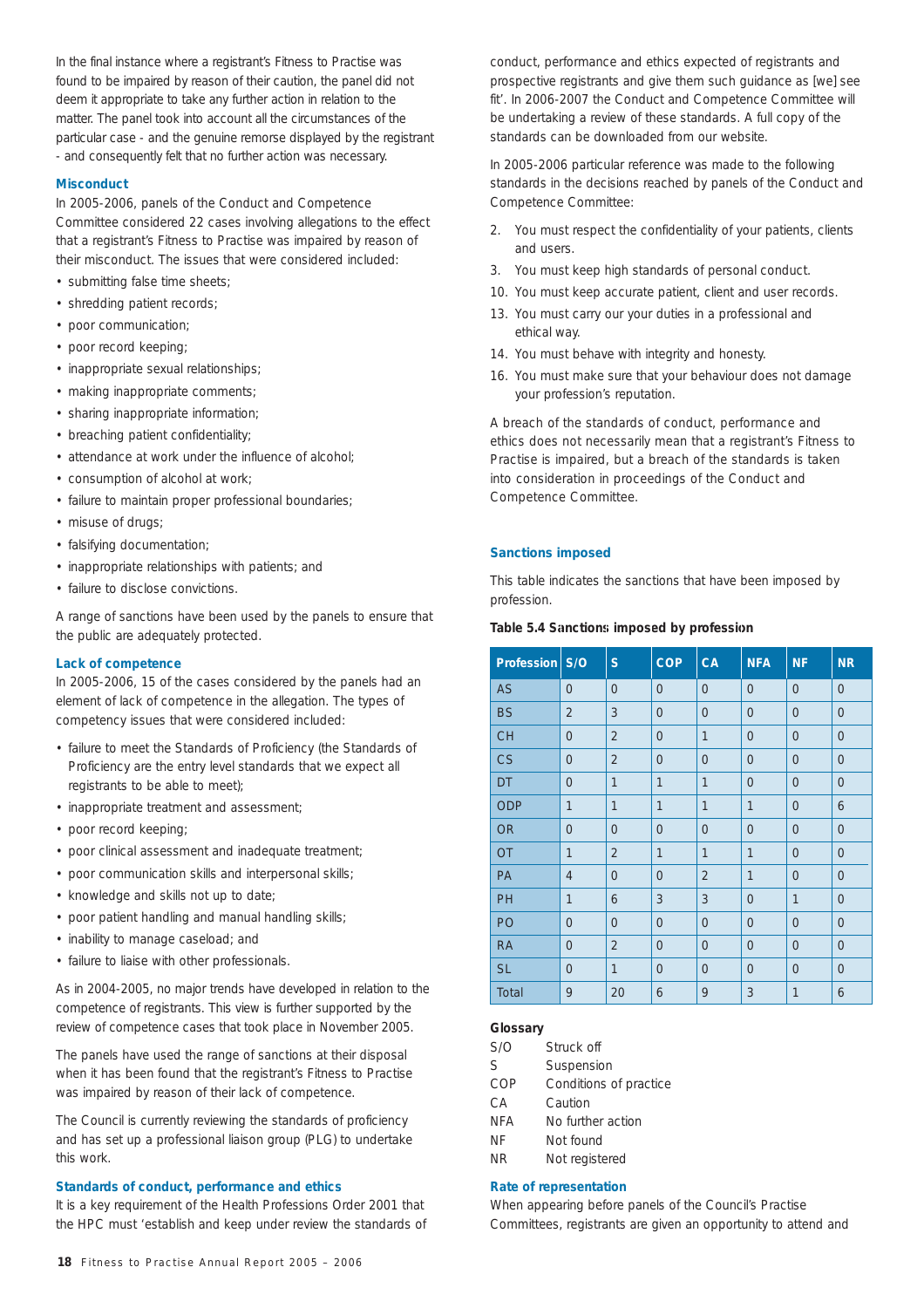In the final instance where a registrant's Fitness to Practise was found to be impaired by reason of their caution, the panel did not deem it appropriate to take any further action in relation to the matter. The panel took into account all the circumstances of the particular case - and the genuine remorse displayed by the registrant - and consequently felt that no further action was necessary.

### Misconduct

In 2005-2006, panels of the Conduct and Competence Committee considered 22 cases involving allegations to the effect that a registrant's Fitness to Practise was impaired by reason of their misconduct. The issues that were considered included:

- submitting false time sheets;
- shredding patient records;
- poor communication;
- poor record keeping;
- inappropriate sexual relationships;
- making inappropriate comments;
- sharing inappropriate information;
- breaching patient confidentiality;
- attendance at work under the influence of alcohol;
- consumption of alcohol at work;
- failure to maintain proper professional boundaries;
- misuse of drugs;
- falsifying documentation;
- inappropriate relationships with patients; and
- failure to disclose convictions.

A range of sanctions have been used by the panels to ensure that the public are adequately protected.

### Lack of competence

In 2005-2006, 15 of the cases considered by the panels had an element of lack of competence in the allegation. The types of competency issues that were considered included:

- failure to meet the Standards of Proficiency (the Standards of Proficiency are the entry level standards that we expect all registrants to be able to meet);
- inappropriate treatment and assessment;
- poor record keeping;
- poor clinical assessment and inadequate treatment;
- poor communication skills and interpersonal skills;
- knowledge and skills not up to date;
- poor patient handling and manual handling skills;
- inability to manage caseload; and
- failure to liaise with other professionals.

As in 2004-2005, no major trends have developed in relation to the competence of registrants. This view is further supported by the review of competence cases that took place in November 2005.

The panels have used the range of sanctions at their disposal when it has been found that the registrant's Fitness to Practise was impaired by reason of their lack of competence.

The Council is currently reviewing the standards of proficiency and has set up a professional liaison group (PLG) to undertake this work.

### Standards of conduct, performance and ethics

It is a key requirement of the Health Professions Order 2001 that the HPC must 'establish and keep under review the standards of conduct, performance and ethics expected of registrants and prospective registrants and give them such guidance as [we] see fit'. In 2006-2007 the Conduct and Competence Committee will be undertaking a review of these standards. A full copy of the standards can be downloaded from our website.

In 2005-2006 particular reference was made to the following standards in the decisions reached by panels of the Conduct and Competence Committee:

2. You must respect the confidentiality of your patients, clients and users.
3. You must keep high standards of personal conduct.
10. You must keep accurate patient, client and user records.
13. You must carry our your duties in a professional and ethical way.
14. You must behave with integrity and honesty.
16. You must make sure that your behaviour does not damage your profession's reputation.

A breach of the standards of conduct, performance and ethics does not necessarily mean that a registrant's Fitness to Practise is impaired, but a breach of the standards is taken into consideration in proceedings of the Conduct and Competence Committee.

### Sanctions imposed

This table indicates the sanctions that have been imposed by profession.

**Table 5.4 Sanctions imposed by profession**

| Profession | S/O | S | COP | CA | NFA | NF | NR |
|---|---|---|---|---|---|---|---|
| AS | 0 | 0 | 0 | 0 | 0 | 0 | 0 |
| BS | 2 | 3 | 0 | 0 | 0 | 0 | 0 |
| CH | 0 | 2 | 0 | 1 | 0 | 0 | 0 |
| CS | 0 | 2 | 0 | 0 | 0 | 0 | 0 |
| DT | 0 | 1 | 1 | 1 | 0 | 0 | 0 |
| ODP | 1 | 1 | 1 | 1 | 1 | 0 | 6 |
| OR | 0 | 0 | 0 | 0 | 0 | 0 | 0 |
| OT | 1 | 2 | 1 | 1 | 1 | 0 | 0 |
| PA | 4 | 0 | 0 | 2 | 1 | 0 | 0 |
| PH | 1 | 6 | 3 | 3 | 0 | 1 | 0 |
| PO | 0 | 0 | 0 | 0 | 0 | 0 | 0 |
| RA | 0 | 2 | 0 | 0 | 0 | 0 | 0 |
| SL | 0 | 1 | 0 | 0 | 0 | 0 | 0 |
| Total | 9 | 20 | 6 | 9 | 3 | 1 | 6 |

**Glossary**

| | |
|---|---|
| S/O | Struck off |
| S | Suspension |
| COP | Conditions of practice |
| CA | Caution |
| NFA | No further action |
| NF | Not found |
| NR | Not registered |

### Rate of representation

When appearing before panels of the Council's Practise Committees, registrants are given an opportunity to attend and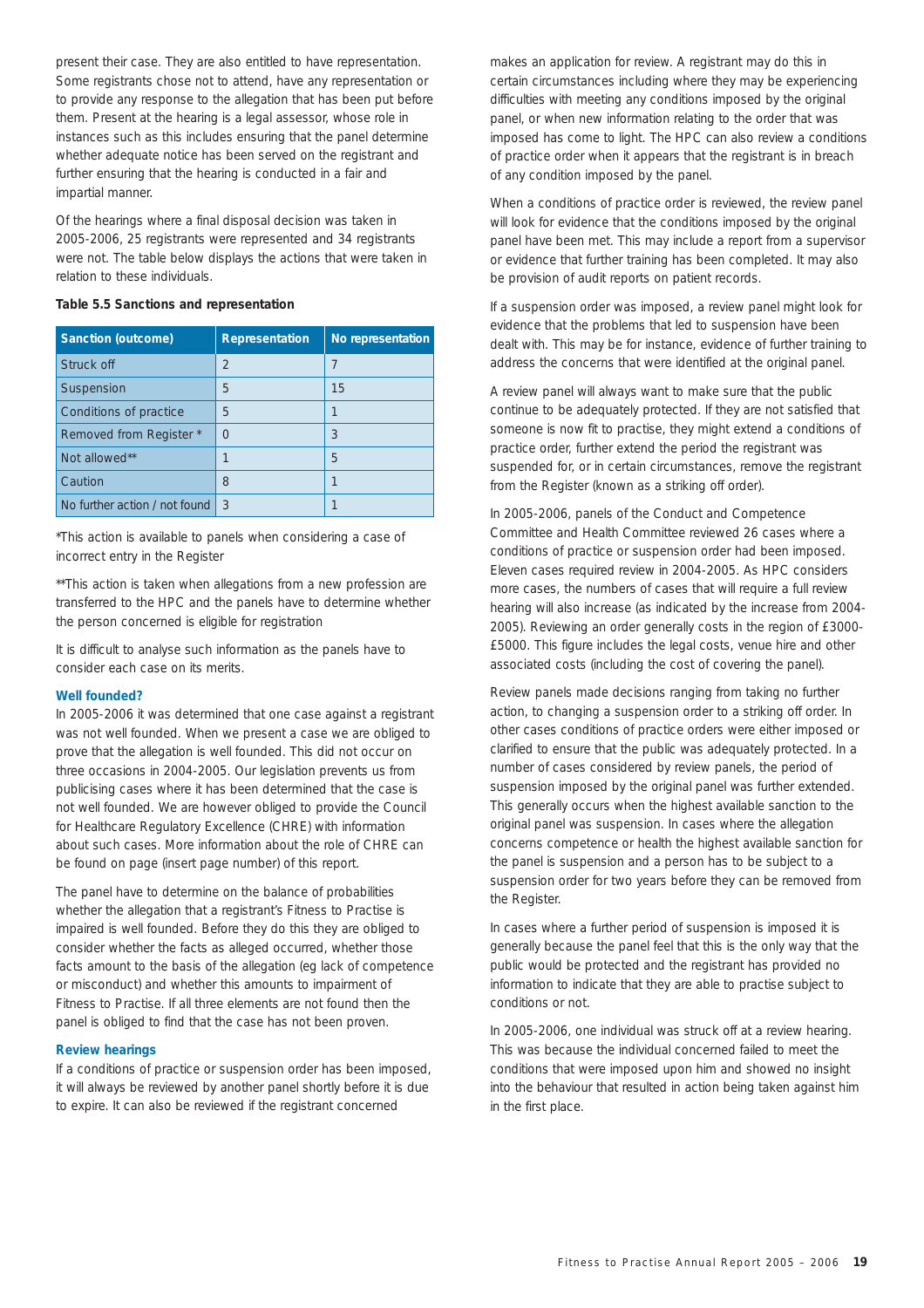present their case. They are also entitled to have representation. Some registrants chose not to attend, have any representation or to provide any response to the allegation that has been put before them. Present at the hearing is a legal assessor, whose role in instances such as this includes ensuring that the panel determine whether adequate notice has been served on the registrant and further ensuring that the hearing is conducted in a fair and impartial manner.

Of the hearings where a final disposal decision was taken in 2005-2006, 25 registrants were represented and 34 registrants were not. The table below displays the actions that were taken in relation to these individuals.

**Table 5.5 Sanctions and representation**

| Sanction (outcome) | Representation | No representation |
|---|---|---|
| Struck off | 2 | 7 |
| Suspension | 5 | 15 |
| Conditions of practice | 5 | 1 |
| Removed from Register * | 0 | 3 |
| Not allowed** | 1 | 5 |
| Caution | 8 | 1 |
| No further action / not found | 3 | 1 |

*This action is available to panels when considering a case of incorrect entry in the Register

**This action is taken when allegations from a new profession are transferred to the HPC and the panels have to determine whether the person concerned is eligible for registration

It is difficult to analyse such information as the panels have to consider each case on its merits.

### Well founded?

In 2005-2006 it was determined that one case against a registrant was not well founded. When we present a case we are obliged to prove that the allegation is well founded. This did not occur on three occasions in 2004-2005. Our legislation prevents us from publicising cases where it has been determined that the case is not well founded. We are however obliged to provide the Council for Healthcare Regulatory Excellence (CHRE) with information about such cases. More information about the role of CHRE can be found on page (insert page number) of this report.

The panel have to determine on the balance of probabilities whether the allegation that a registrant's Fitness to Practise is impaired is well founded. Before they do this they are obliged to consider whether the facts as alleged occurred, whether those facts amount to the basis of the allegation (eg lack of competence or misconduct) and whether this amounts to impairment of Fitness to Practise. If all three elements are not found then the panel is obliged to find that the case has not been proven.

### Review hearings

If a conditions of practice or suspension order has been imposed, it will always be reviewed by another panel shortly before it is due to expire. It can also be reviewed if the registrant concerned makes an application for review. A registrant may do this in certain circumstances including where they may be experiencing difficulties with meeting any conditions imposed by the original panel, or when new information relating to the order that was imposed has come to light. The HPC can also review a conditions of practice order when it appears that the registrant is in breach of any condition imposed by the panel.

When a conditions of practice order is reviewed, the review panel will look for evidence that the conditions imposed by the original panel have been met. This may include a report from a supervisor or evidence that further training has been completed. It may also be provision of audit reports on patient records.

If a suspension order was imposed, a review panel might look for evidence that the problems that led to suspension have been dealt with. This may be for instance, evidence of further training to address the concerns that were identified at the original panel.

A review panel will always want to make sure that the public continue to be adequately protected. If they are not satisfied that someone is now fit to practise, they might extend a conditions of practice order, further extend the period the registrant was suspended for, or in certain circumstances, remove the registrant from the Register (known as a striking off order).

In 2005-2006, panels of the Conduct and Competence Committee and Health Committee reviewed 26 cases where a conditions of practice or suspension order had been imposed. Eleven cases required review in 2004-2005. As HPC considers more cases, the numbers of cases that will require a full review hearing will also increase (as indicated by the increase from 2004-2005). Reviewing an order generally costs in the region of £3000-£5000. This figure includes the legal costs, venue hire and other associated costs (including the cost of covering the panel).

Review panels made decisions ranging from taking no further action, to changing a suspension order to a striking off order. In other cases conditions of practice orders were either imposed or clarified to ensure that the public was adequately protected. In a number of cases considered by review panels, the period of suspension imposed by the original panel was further extended. This generally occurs when the highest available sanction to the original panel was suspension. In cases where the allegation concerns competence or health the highest available sanction for the panel is suspension and a person has to be subject to a suspension order for two years before they can be removed from the Register.

In cases where a further period of suspension is imposed it is generally because the panel feel that this is the only way that the public would be protected and the registrant has provided no information to indicate that they are able to practise subject to conditions or not.

In 2005-2006, one individual was struck off at a review hearing. This was because the individual concerned failed to meet the conditions that were imposed upon him and showed no insight into the behaviour that resulted in action being taken against him in the first place.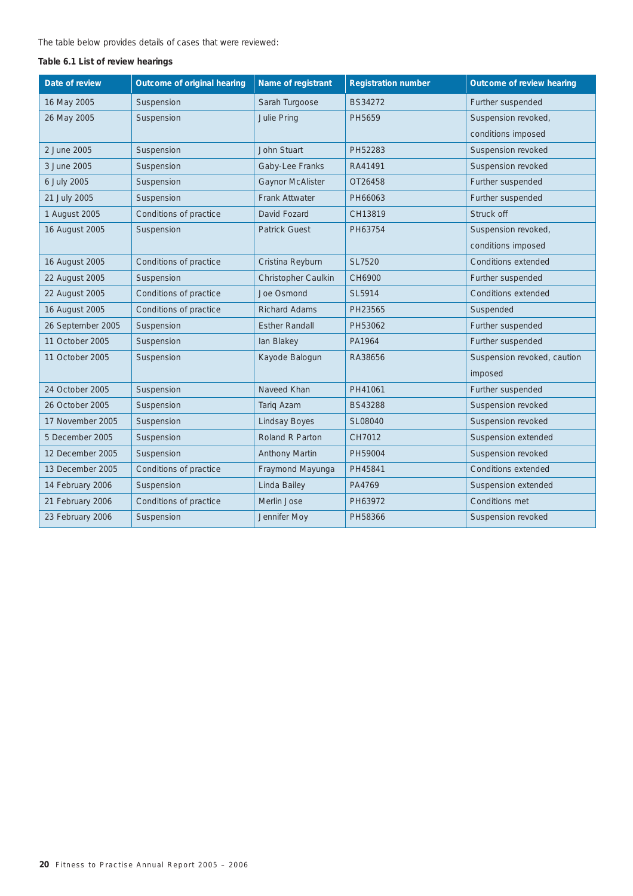The table below provides details of cases that were reviewed:

**Table 6.1 List of review hearings**

| Date of review | Outcome of original hearing | Name of registrant | Registration number | Outcome of review hearing |
|---|---|---|---|---|
| 16 May 2005 | Suspension | Sarah Turgoose | BS34272 | Further suspended |
| 26 May 2005 | Suspension | Julie Pring | PH5659 | Suspension revoked, conditions imposed |
| 2 June 2005 | Suspension | John Stuart | PH52283 | Suspension revoked |
| 3 June 2005 | Suspension | Gaby-Lee Franks | RA41491 | Suspension revoked |
| 6 July 2005 | Suspension | Gaynor McAlister | OT26458 | Further suspended |
| 21 July 2005 | Suspension | Frank Attwater | PH66063 | Further suspended |
| 1 August 2005 | Conditions of practice | David Fozard | CH13819 | Struck off |
| 16 August 2005 | Suspension | Patrick Guest | PH63754 | Suspension revoked, conditions imposed |
| 16 August 2005 | Conditions of practice | Cristina Reyburn | SL7520 | Conditions extended |
| 22 August 2005 | Suspension | Christopher Caulkin | CH6900 | Further suspended |
| 22 August 2005 | Conditions of practice | Joe Osmond | SL5914 | Conditions extended |
| 16 August 2005 | Conditions of practice | Richard Adams | PH23565 | Suspended |
| 26 September 2005 | Suspension | Esther Randall | PH53062 | Further suspended |
| 11 October 2005 | Suspension | Ian Blakey | PA1964 | Further suspended |
| 11 October 2005 | Suspension | Kayode Balogun | RA38656 | Suspension revoked, caution imposed |
| 24 October 2005 | Suspension | Naveed Khan | PH41061 | Further suspended |
| 26 October 2005 | Suspension | Tariq Azam | BS43288 | Suspension revoked |
| 17 November 2005 | Suspension | Lindsay Boyes | SL08040 | Suspension revoked |
| 5 December 2005 | Suspension | Roland R Parton | CH7012 | Suspension extended |
| 12 December 2005 | Suspension | Anthony Martin | PH59004 | Suspension revoked |
| 13 December 2005 | Conditions of practice | Fraymond Mayunga | PH45841 | Conditions extended |
| 14 February 2006 | Suspension | Linda Bailey | PA4769 | Suspension extended |
| 21 February 2006 | Conditions of practice | Merlin Jose | PH63972 | Conditions met |
| 23 February 2006 | Suspension | Jennifer Moy | PH58366 | Suspension revoked |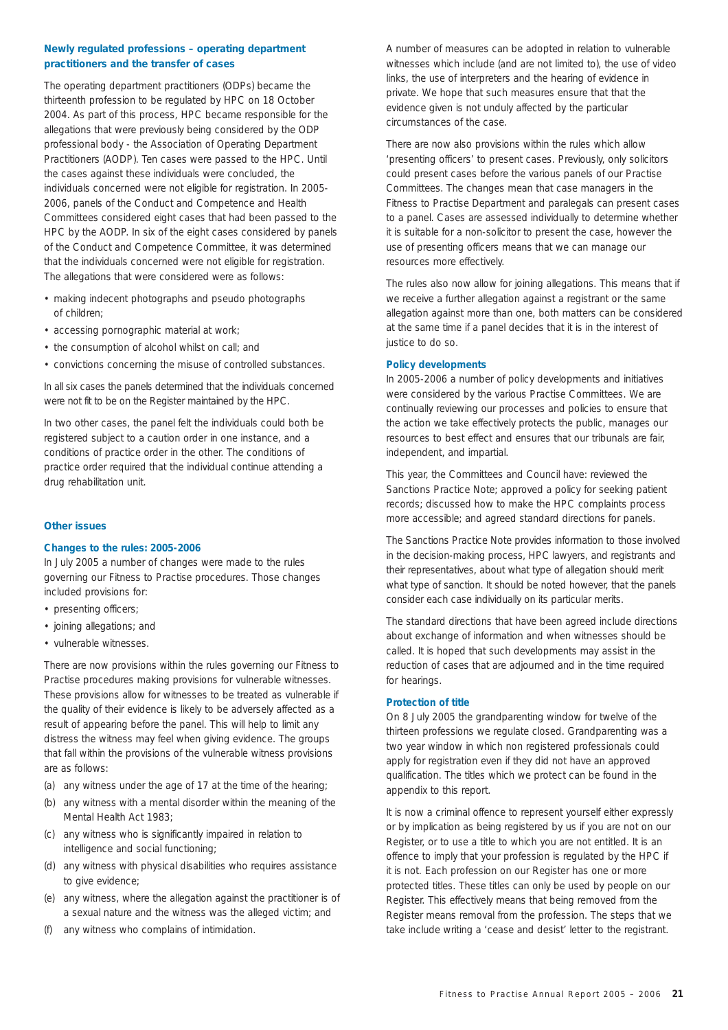### Newly regulated professions – operating department practitioners and the transfer of cases

The operating department practitioners (ODPs) became the thirteenth profession to be regulated by HPC on 18 October 2004. As part of this process, HPC became responsible for the allegations that were previously being considered by the ODP professional body - the Association of Operating Department Practitioners (AODP). Ten cases were passed to the HPC. Until the cases against these individuals were concluded, the individuals concerned were not eligible for registration. In 2005-2006, panels of the Conduct and Competence and Health Committees considered eight cases that had been passed to the HPC by the AODP. In six of the eight cases considered by panels of the Conduct and Competence Committee, it was determined that the individuals concerned were not eligible for registration. The allegations that were considered were as follows:

- making indecent photographs and pseudo photographs of children;
- accessing pornographic material at work;
- the consumption of alcohol whilst on call; and
- convictions concerning the misuse of controlled substances.

In all six cases the panels determined that the individuals concerned were not fit to be on the Register maintained by the HPC.

In two other cases, the panel felt the individuals could both be registered subject to a caution order in one instance, and a conditions of practice order in the other. The conditions of practice order required that the individual continue attending a drug rehabilitation unit.

### Other issues

#### Changes to the rules: 2005-2006

In July 2005 a number of changes were made to the rules governing our Fitness to Practise procedures. Those changes included provisions for:

- presenting officers;
- joining allegations; and
- vulnerable witnesses.

There are now provisions within the rules governing our Fitness to Practise procedures making provisions for vulnerable witnesses. These provisions allow for witnesses to be treated as vulnerable if the quality of their evidence is likely to be adversely affected as a result of appearing before the panel. This will help to limit any distress the witness may feel when giving evidence. The groups that fall within the provisions of the vulnerable witness provisions are as follows:

(a) any witness under the age of 17 at the time of the hearing;

(b) any witness with a mental disorder within the meaning of the Mental Health Act 1983;

(c) any witness who is significantly impaired in relation to intelligence and social functioning;

(d) any witness with physical disabilities who requires assistance to give evidence;

(e) any witness, where the allegation against the practitioner is of a sexual nature and the witness was the alleged victim; and

(f) any witness who complains of intimidation.

A number of measures can be adopted in relation to vulnerable witnesses which include (and are not limited to), the use of video links, the use of interpreters and the hearing of evidence in private. We hope that such measures ensure that that the evidence given is not unduly affected by the particular circumstances of the case.

There are now also provisions within the rules which allow 'presenting officers' to present cases. Previously, only solicitors could present cases before the various panels of our Practise Committees. The changes mean that case managers in the Fitness to Practise Department and paralegals can present cases to a panel. Cases are assessed individually to determine whether it is suitable for a non-solicitor to present the case, however the use of presenting officers means that we can manage our resources more effectively.

The rules also now allow for joining allegations. This means that if we receive a further allegation against a registrant or the same allegation against more than one, both matters can be considered at the same time if a panel decides that it is in the interest of justice to do so.

#### Policy developments

In 2005-2006 a number of policy developments and initiatives were considered by the various Practise Committees. We are continually reviewing our processes and policies to ensure that the action we take effectively protects the public, manages our resources to best effect and ensures that our tribunals are fair, independent, and impartial.

This year, the Committees and Council have: reviewed the Sanctions Practice Note; approved a policy for seeking patient records; discussed how to make the HPC complaints process more accessible; and agreed standard directions for panels.

The Sanctions Practice Note provides information to those involved in the decision-making process, HPC lawyers, and registrants and their representatives, about what type of allegation should merit what type of sanction. It should be noted however, that the panels consider each case individually on its particular merits.

The standard directions that have been agreed include directions about exchange of information and when witnesses should be called. It is hoped that such developments may assist in the reduction of cases that are adjourned and in the time required for hearings.

#### Protection of title

On 8 July 2005 the grandparenting window for twelve of the thirteen professions we regulate closed. Grandparenting was a two year window in which non registered professionals could apply for registration even if they did not have an approved qualification. The titles which we protect can be found in the appendix to this report.

It is now a criminal offence to represent yourself either expressly or by implication as being registered by us if you are not on our Register, or to use a title to which you are not entitled. It is an offence to imply that your profession is regulated by the HPC if it is not. Each profession on our Register has one or more protected titles. These titles can only be used by people on our Register. This effectively means that being removed from the Register means removal from the profession. The steps that we take include writing a 'cease and desist' letter to the registrant.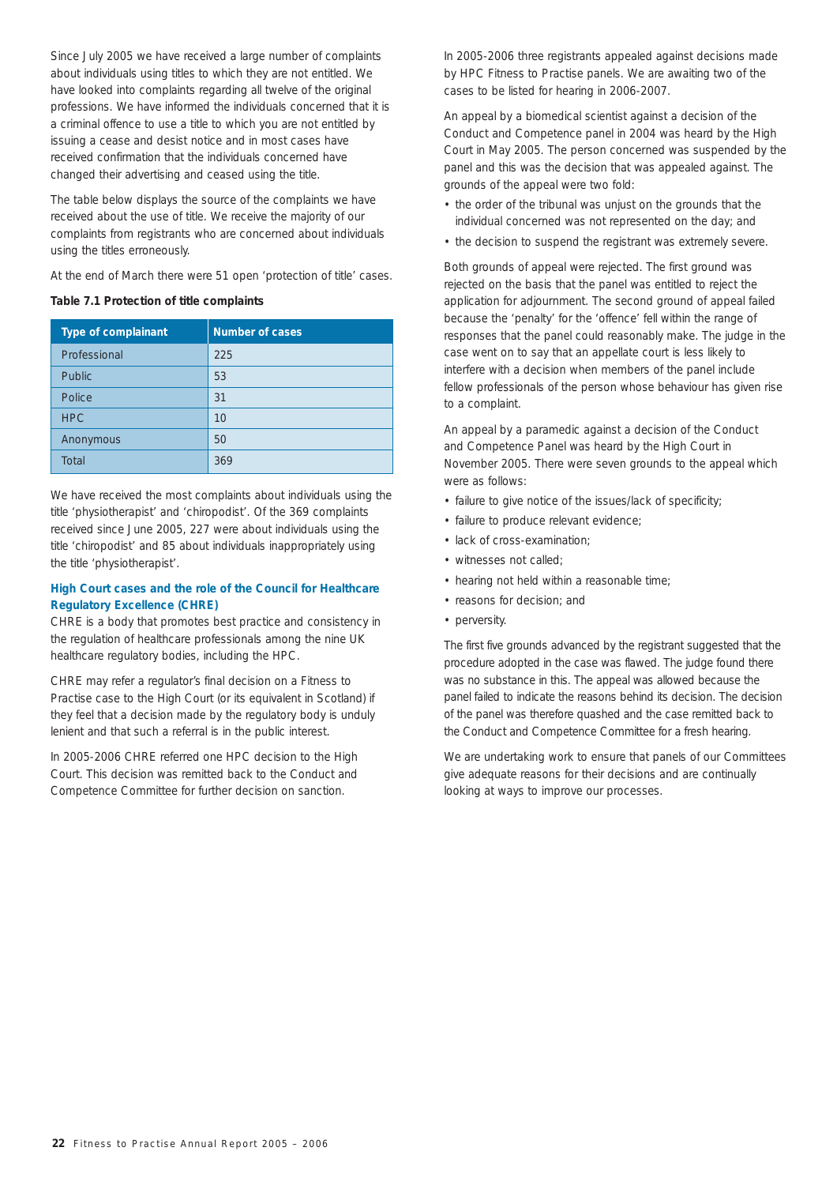Since July 2005 we have received a large number of complaints about individuals using titles to which they are not entitled. We have looked into complaints regarding all twelve of the original professions. We have informed the individuals concerned that it is a criminal offence to use a title to which you are not entitled by issuing a cease and desist notice and in most cases have received confirmation that the individuals concerned have changed their advertising and ceased using the title.

The table below displays the source of the complaints we have received about the use of title. We receive the majority of our complaints from registrants who are concerned about individuals using the titles erroneously.

At the end of March there were 51 open 'protection of title' cases.

**Table 7.1 Protection of title complaints**

| Type of complainant | Number of cases |
|---|---|
| Professional | 225 |
| Public | 53 |
| Police | 31 |
| HPC | 10 |
| Anonymous | 50 |
| Total | 369 |

We have received the most complaints about individuals using the title 'physiotherapist' and 'chiropodist'. Of the 369 complaints received since June 2005, 227 were about individuals using the title 'chiropodist' and 85 about individuals inappropriately using the title 'physiotherapist'.

### High Court cases and the role of the Council for Healthcare Regulatory Excellence (CHRE)

CHRE is a body that promotes best practice and consistency in the regulation of healthcare professionals among the nine UK healthcare regulatory bodies, including the HPC.

CHRE may refer a regulator's final decision on a Fitness to Practise case to the High Court (or its equivalent in Scotland) if they feel that a decision made by the regulatory body is unduly lenient and that such a referral is in the public interest.

In 2005-2006 CHRE referred one HPC decision to the High Court. This decision was remitted back to the Conduct and Competence Committee for further decision on sanction.

In 2005-2006 three registrants appealed against decisions made by HPC Fitness to Practise panels. We are awaiting two of the cases to be listed for hearing in 2006-2007.

An appeal by a biomedical scientist against a decision of the Conduct and Competence panel in 2004 was heard by the High Court in May 2005. The person concerned was suspended by the panel and this was the decision that was appealed against. The grounds of the appeal were two fold:

- the order of the tribunal was unjust on the grounds that the individual concerned was not represented on the day; and
- the decision to suspend the registrant was extremely severe.

Both grounds of appeal were rejected. The first ground was rejected on the basis that the panel was entitled to reject the application for adjournment. The second ground of appeal failed because the 'penalty' for the 'offence' fell within the range of responses that the panel could reasonably make. The judge in the case went on to say that an appellate court is less likely to interfere with a decision when members of the panel include fellow professionals of the person whose behaviour has given rise to a complaint.

An appeal by a paramedic against a decision of the Conduct and Competence Panel was heard by the High Court in November 2005. There were seven grounds to the appeal which were as follows:

- failure to give notice of the issues/lack of specificity;
- failure to produce relevant evidence;
- lack of cross-examination;
- witnesses not called;
- hearing not held within a reasonable time;
- reasons for decision; and
- perversity.

The first five grounds advanced by the registrant suggested that the procedure adopted in the case was flawed. The judge found there was no substance in this. The appeal was allowed because the panel failed to indicate the reasons behind its decision. The decision of the panel was therefore quashed and the case remitted back to the Conduct and Competence Committee for a fresh hearing.

We are undertaking work to ensure that panels of our Committees give adequate reasons for their decisions and are continually looking at ways to improve our processes.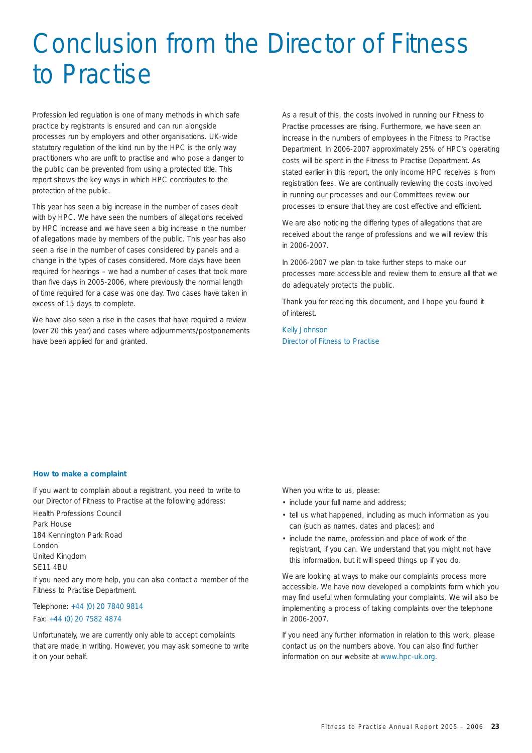# Conclusion from the Director of Fitness to Practise

Profession led regulation is one of many methods in which safe practice by registrants is ensured and can run alongside processes run by employers and other organisations. UK-wide statutory regulation of the kind run by the HPC is the only way practitioners who are unfit to practise and who pose a danger to the public can be prevented from using a protected title. This report shows the key ways in which HPC contributes to the protection of the public.

This year has seen a big increase in the number of cases dealt with by HPC. We have seen the numbers of allegations received by HPC increase and we have seen a big increase in the number of allegations made by members of the public. This year has also seen a rise in the number of cases considered by panels and a change in the types of cases considered. More days have been required for hearings – we had a number of cases that took more than five days in 2005-2006, where previously the normal length of time required for a case was one day. Two cases have taken in excess of 15 days to complete.

We have also seen a rise in the cases that have required a review (over 20 this year) and cases where adjournments/postponements have been applied for and granted.

As a result of this, the costs involved in running our Fitness to Practise processes are rising. Furthermore, we have seen an increase in the numbers of employees in the Fitness to Practise Department. In 2006-2007 approximately 25% of HPC's operating costs will be spent in the Fitness to Practise Department. As stated earlier in this report, the only income HPC receives is from registration fees. We are continually reviewing the costs involved in running our processes and our Committees review our processes to ensure that they are cost effective and efficient.

We are also noticing the differing types of allegations that are received about the range of professions and we will review this in 2006-2007.

In 2006-2007 we plan to take further steps to make our processes more accessible and review them to ensure all that we do adequately protects the public.

Thank you for reading this document, and I hope you found it of interest.

Kelly Johnson
Director of Fitness to Practise

### How to make a complaint

If you want to complain about a registrant, you need to write to our Director of Fitness to Practise at the following address:

Health Professions Council
Park House
184 Kennington Park Road
London
United Kingdom
SE11 4BU

If you need any more help, you can also contact a member of the Fitness to Practise Department.

Telephone: +44 (0) 20 7840 9814
Fax: +44 (0) 20 7582 4874

Unfortunately, we are currently only able to accept complaints that are made in writing. However, you may ask someone to write it on your behalf.

When you write to us, please:

- include your full name and address;
- tell us what happened, including as much information as you can (such as names, dates and places); and
- include the name, profession and place of work of the registrant, if you can. We understand that you might not have this information, but it will speed things up if you do.

We are looking at ways to make our complaints process more accessible. We have now developed a complaints form which you may find useful when formulating your complaints. We will also be implementing a process of taking complaints over the telephone in 2006-2007.

If you need any further information in relation to this work, please contact us on the numbers above. You can also find further information on our website at www.hpc-uk.org.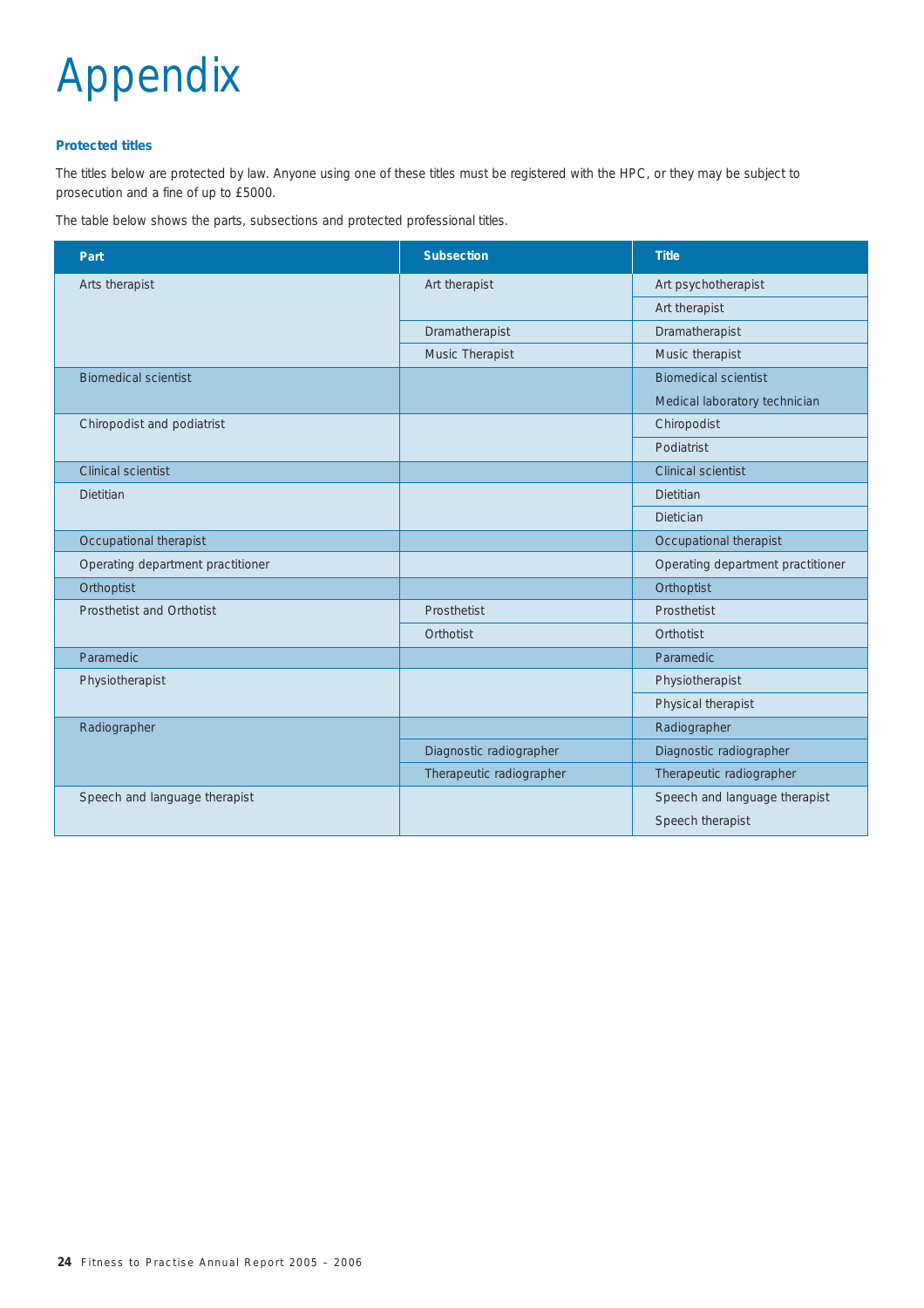# Appendix

### Protected titles

The titles below are protected by law. Anyone using one of these titles must be registered with the HPC, or they may be subject to prosecution and a fine of up to £5000.

The table below shows the parts, subsections and protected professional titles.

| Part | Subsection | Title |
|---|---|---|
| Arts therapist | Art therapist | Art psychotherapist |
| | | Art therapist |
| | Dramatherapist | Dramatherapist |
| | Music Therapist | Music therapist |
| Biomedical scientist | | Biomedical scientist |
| | | Medical laboratory technician |
| Chiropodist and podiatrist | | Chiropodist |
| | | Podiatrist |
| Clinical scientist | | Clinical scientist |
| Dietitian | | Dietitian |
| | | Dietician |
| Occupational therapist | | Occupational therapist |
| Operating department practitioner | | Operating department practitioner |
| Orthoptist | | Orthoptist |
| Prosthetist and Orthotist | Prosthetist | Prosthetist |
| | Orthotist | Orthotist |
| Paramedic | | Paramedic |
| Physiotherapist | | Physiotherapist |
| | | Physical therapist |
| Radiographer | | Radiographer |
| | Diagnostic radiographer | Diagnostic radiographer |
| | Therapeutic radiographer | Therapeutic radiographer |
| Speech and language therapist | | Speech and language therapist |
| | | Speech therapist |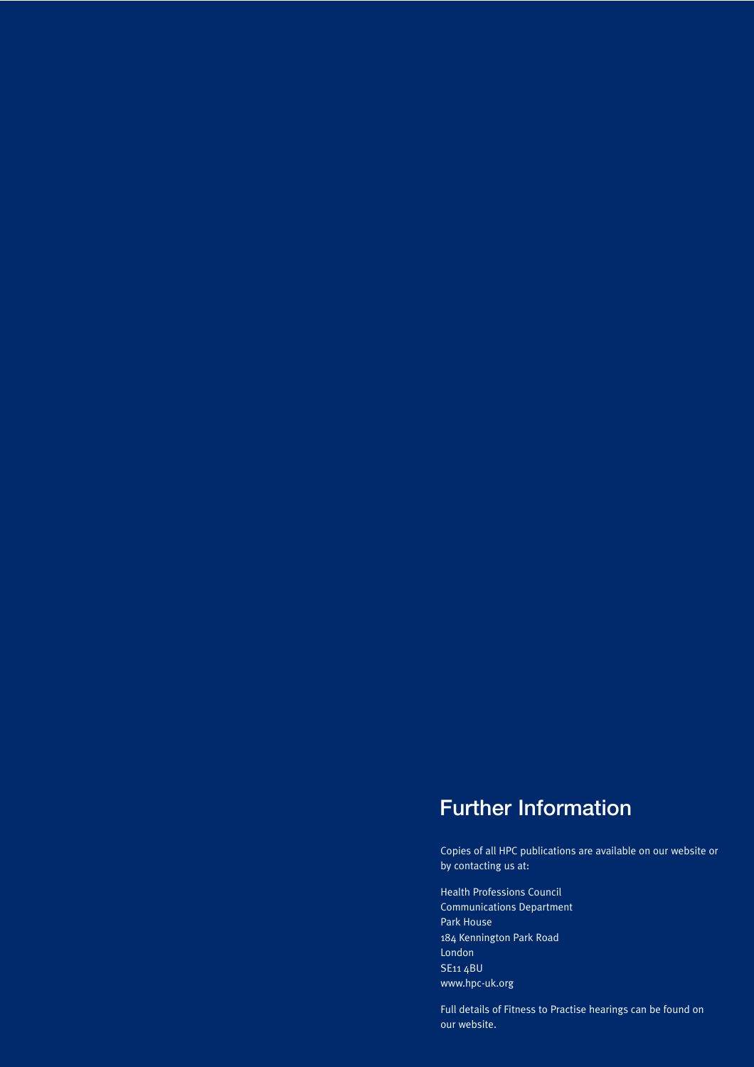## Further Information

Copies of all HPC publications are available on our website or by contacting us at:

Health Professions Council
Communications Department
Park House
184 Kennington Park Road
London
SE11 4BU
www.hpc-uk.org

Full details of Fitness to Practise hearings can be found on our website.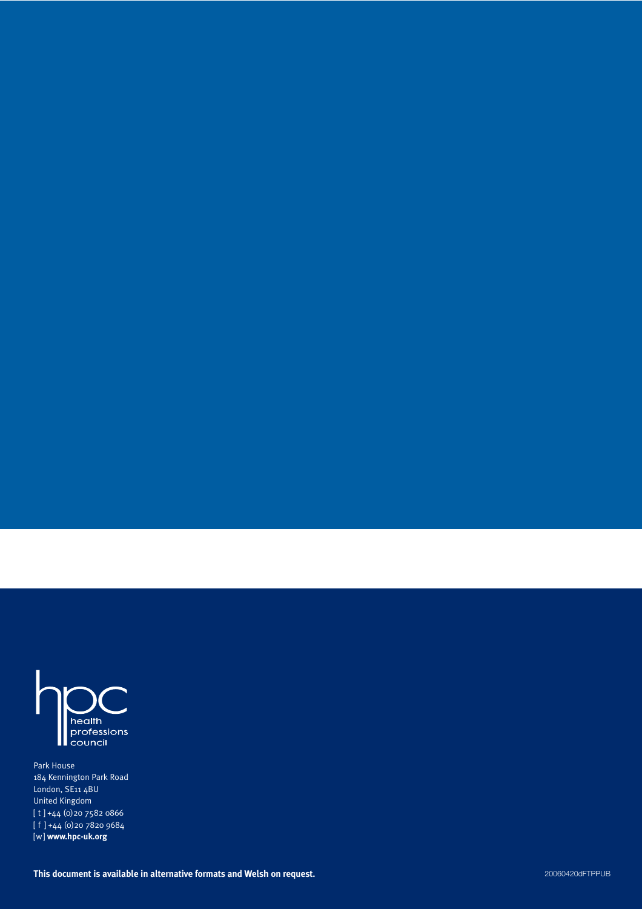hpc
health
professions
council

Park House
184 Kennington Park Road
London, SE11 4BU
United Kingdom
[ t ] +44 (0)20 7582 0866
[ f ] +44 (0)20 7820 9684
[w] **www.hpc-uk.org**

**This document is available in alternative formats and Welsh on request.**

20060420dFTPPUB